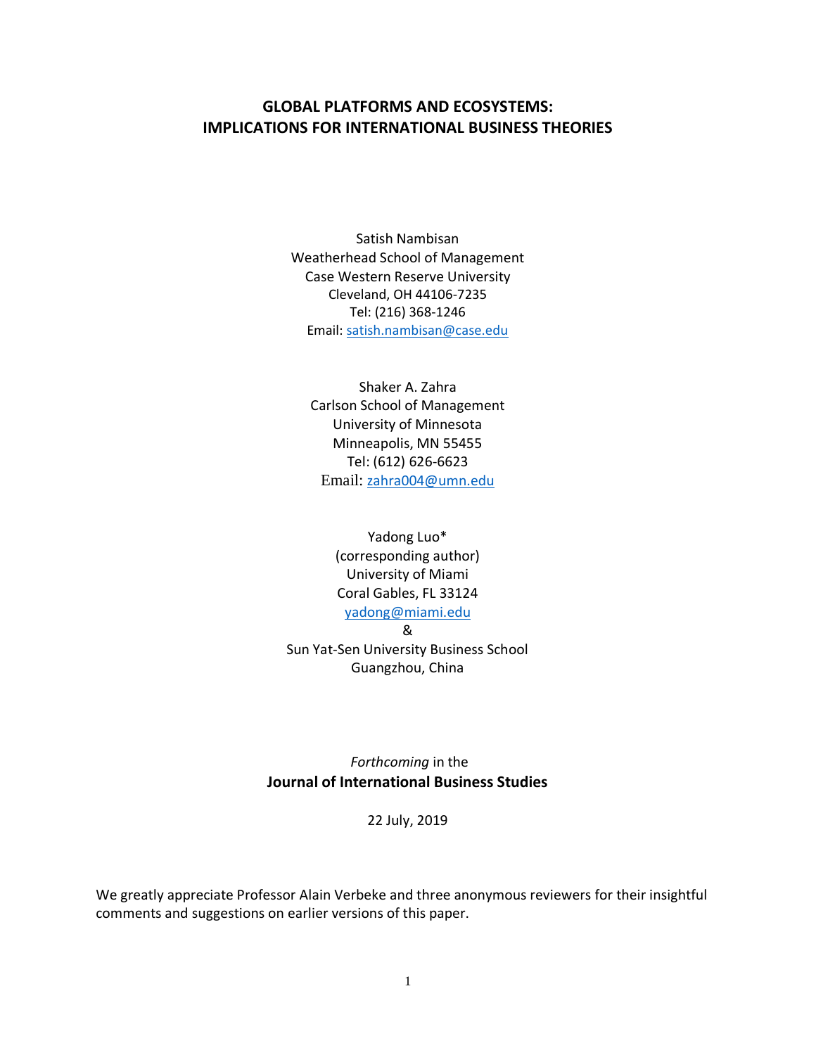# GLOBAL PLATFORMS AND ECOSYSTEMS: IMPLICATIONS FOR INTERNATIONAL BUSINESS THEORIES

Satish Nambisan  
Weatherhead School of Management  
Case Western Reserve University  
Cleveland, OH 44106-7235  
Tel: (216) 368-1246  
Email: satish.nambisan@case.edu

Shaker A. Zahra  
Carlson School of Management  
University of Minnesota  
Minneapolis, MN 55455  
Tel: (612) 626-6623  
Email: zahra004@umn.edu

Yadong Luo*  
(corresponding author)  
University of Miami  
Coral Gables, FL 33124  
yadong@miami.edu  
&  
Sun Yat-Sen University Business School  
Guangzhou, China

*Forthcoming* in the  
**Journal of International Business Studies**

22 July, 2019

We greatly appreciate Professor Alain Verbeke and three anonymous reviewers for their insightful comments and suggestions on earlier versions of this paper.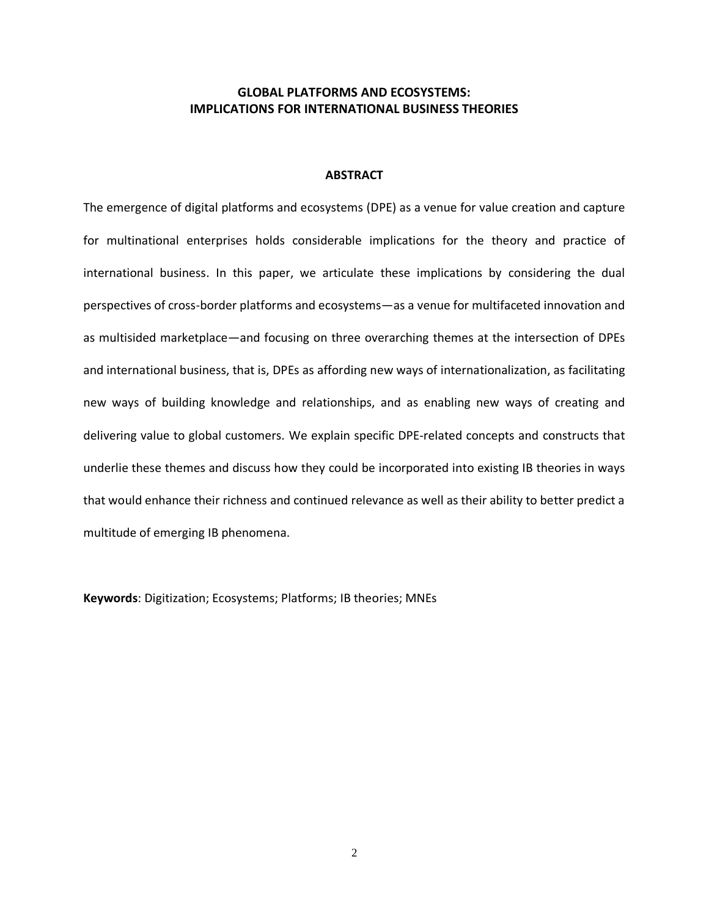# GLOBAL PLATFORMS AND ECOSYSTEMS: IMPLICATIONS FOR INTERNATIONAL BUSINESS THEORIES

## ABSTRACT

The emergence of digital platforms and ecosystems (DPE) as a venue for value creation and capture for multinational enterprises holds considerable implications for the theory and practice of international business. In this paper, we articulate these implications by considering the dual perspectives of cross-border platforms and ecosystems—as a venue for multifaceted innovation and as multisided marketplace—and focusing on three overarching themes at the intersection of DPEs and international business, that is, DPEs as affording new ways of internationalization, as facilitating new ways of building knowledge and relationships, and as enabling new ways of creating and delivering value to global customers. We explain specific DPE-related concepts and constructs that underlie these themes and discuss how they could be incorporated into existing IB theories in ways that would enhance their richness and continued relevance as well as their ability to better predict a multitude of emerging IB phenomena.

**Keywords**: Digitization; Ecosystems; Platforms; IB theories; MNEs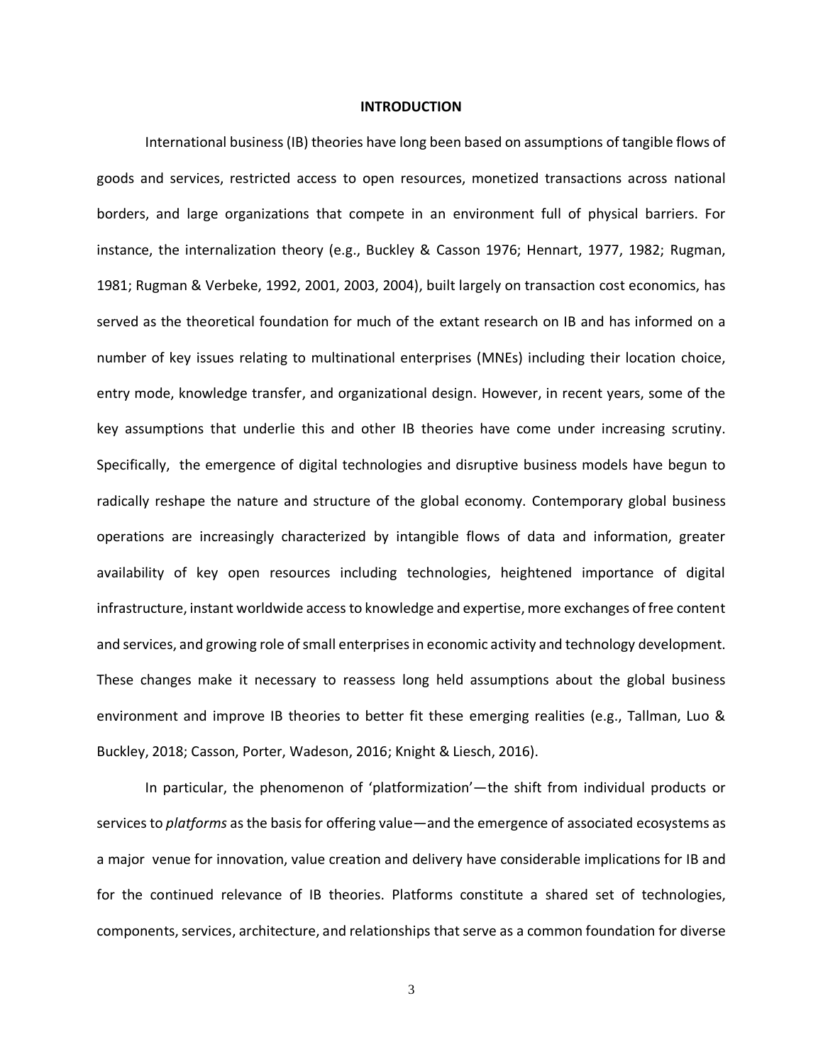# INTRODUCTION

International business (IB) theories have long been based on assumptions of tangible flows of goods and services, restricted access to open resources, monetized transactions across national borders, and large organizations that compete in an environment full of physical barriers. For instance, the internalization theory (e.g., Buckley & Casson 1976; Hennart, 1977, 1982; Rugman, 1981; Rugman & Verbeke, 1992, 2001, 2003, 2004), built largely on transaction cost economics, has served as the theoretical foundation for much of the extant research on IB and has informed on a number of key issues relating to multinational enterprises (MNEs) including their location choice, entry mode, knowledge transfer, and organizational design. However, in recent years, some of the key assumptions that underlie this and other IB theories have come under increasing scrutiny. Specifically, the emergence of digital technologies and disruptive business models have begun to radically reshape the nature and structure of the global economy. Contemporary global business operations are increasingly characterized by intangible flows of data and information, greater availability of key open resources including technologies, heightened importance of digital infrastructure, instant worldwide access to knowledge and expertise, more exchanges of free content and services, and growing role of small enterprises in economic activity and technology development. These changes make it necessary to reassess long held assumptions about the global business environment and improve IB theories to better fit these emerging realities (e.g., Tallman, Luo & Buckley, 2018; Casson, Porter, Wadeson, 2016; Knight & Liesch, 2016).

In particular, the phenomenon of 'platformization'—the shift from individual products or services to *platforms* as the basis for offering value—and the emergence of associated ecosystems as a major venue for innovation, value creation and delivery have considerable implications for IB and for the continued relevance of IB theories. Platforms constitute a shared set of technologies, components, services, architecture, and relationships that serve as a common foundation for diverse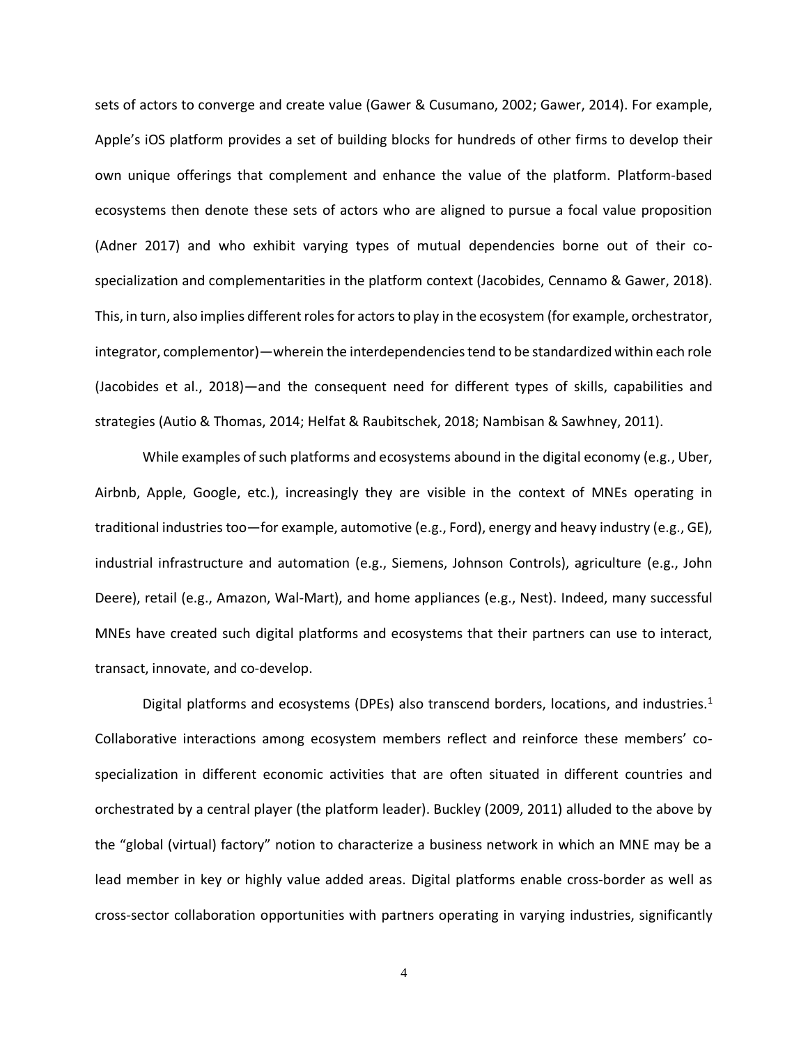sets of actors to converge and create value (Gawer & Cusumano, 2002; Gawer, 2014). For example, Apple's iOS platform provides a set of building blocks for hundreds of other firms to develop their own unique offerings that complement and enhance the value of the platform. Platform-based ecosystems then denote these sets of actors who are aligned to pursue a focal value proposition (Adner 2017) and who exhibit varying types of mutual dependencies borne out of their co-specialization and complementarities in the platform context (Jacobides, Cennamo & Gawer, 2018). This, in turn, also implies different roles for actors to play in the ecosystem (for example, orchestrator, integrator, complementor)—wherein the interdependencies tend to be standardized within each role (Jacobides et al., 2018)—and the consequent need for different types of skills, capabilities and strategies (Autio & Thomas, 2014; Helfat & Raubitschek, 2018; Nambisan & Sawhney, 2011).

While examples of such platforms and ecosystems abound in the digital economy (e.g., Uber, Airbnb, Apple, Google, etc.), increasingly they are visible in the context of MNEs operating in traditional industries too—for example, automotive (e.g., Ford), energy and heavy industry (e.g., GE), industrial infrastructure and automation (e.g., Siemens, Johnson Controls), agriculture (e.g., John Deere), retail (e.g., Amazon, Wal-Mart), and home appliances (e.g., Nest). Indeed, many successful MNEs have created such digital platforms and ecosystems that their partners can use to interact, transact, innovate, and co-develop.

Digital platforms and ecosystems (DPEs) also transcend borders, locations, and industries.[1] Collaborative interactions among ecosystem members reflect and reinforce these members' co-specialization in different economic activities that are often situated in different countries and orchestrated by a central player (the platform leader). Buckley (2009, 2011) alluded to the above by the "global (virtual) factory" notion to characterize a business network in which an MNE may be a lead member in key or highly value added areas. Digital platforms enable cross-border as well as cross-sector collaboration opportunities with partners operating in varying industries, significantly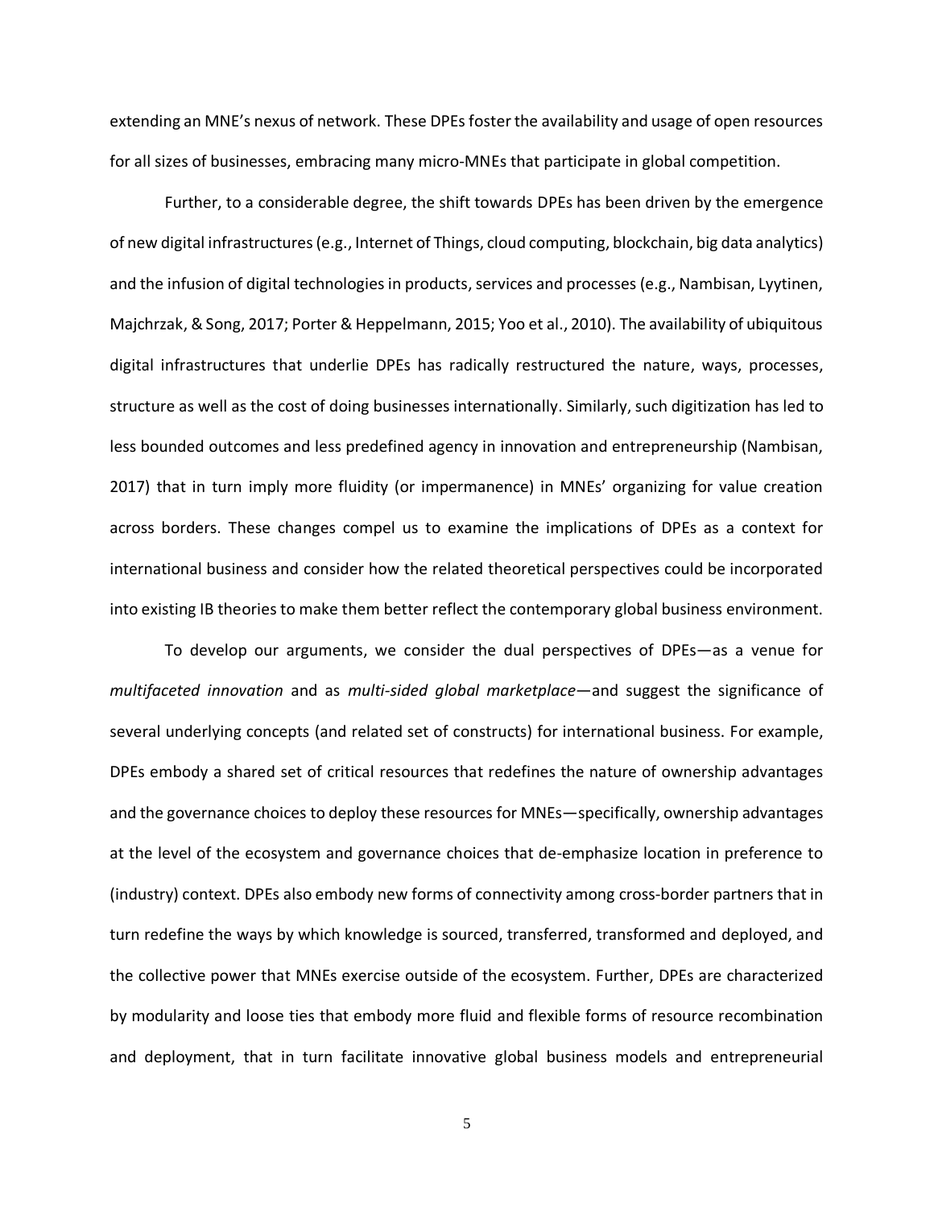extending an MNE's nexus of network. These DPEs foster the availability and usage of open resources for all sizes of businesses, embracing many micro-MNEs that participate in global competition.

Further, to a considerable degree, the shift towards DPEs has been driven by the emergence of new digital infrastructures (e.g., Internet of Things, cloud computing, blockchain, big data analytics) and the infusion of digital technologies in products, services and processes (e.g., Nambisan, Lyytinen, Majchrzak, & Song, 2017; Porter & Heppelmann, 2015; Yoo et al., 2010). The availability of ubiquitous digital infrastructures that underlie DPEs has radically restructured the nature, ways, processes, structure as well as the cost of doing businesses internationally. Similarly, such digitization has led to less bounded outcomes and less predefined agency in innovation and entrepreneurship (Nambisan, 2017) that in turn imply more fluidity (or impermanence) in MNEs' organizing for value creation across borders. These changes compel us to examine the implications of DPEs as a context for international business and consider how the related theoretical perspectives could be incorporated into existing IB theories to make them better reflect the contemporary global business environment.

To develop our arguments, we consider the dual perspectives of DPEs—as a venue for *multifaceted innovation* and as *multi-sided global marketplace*—and suggest the significance of several underlying concepts (and related set of constructs) for international business. For example, DPEs embody a shared set of critical resources that redefines the nature of ownership advantages and the governance choices to deploy these resources for MNEs—specifically, ownership advantages at the level of the ecosystem and governance choices that de-emphasize location in preference to (industry) context. DPEs also embody new forms of connectivity among cross-border partners that in turn redefine the ways by which knowledge is sourced, transferred, transformed and deployed, and the collective power that MNEs exercise outside of the ecosystem. Further, DPEs are characterized by modularity and loose ties that embody more fluid and flexible forms of resource recombination and deployment, that in turn facilitate innovative global business models and entrepreneurial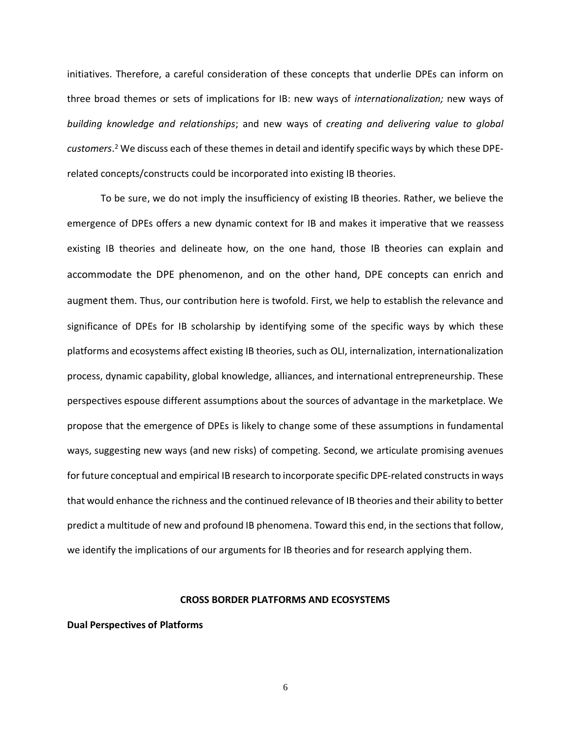initiatives. Therefore, a careful consideration of these concepts that underlie DPEs can inform on three broad themes or sets of implications for IB: new ways of *internationalization;* new ways of *building knowledge and relationships*; and new ways of *creating and delivering value to global customers*.[2] We discuss each of these themes in detail and identify specific ways by which these DPE-related concepts/constructs could be incorporated into existing IB theories.

To be sure, we do not imply the insufficiency of existing IB theories. Rather, we believe the emergence of DPEs offers a new dynamic context for IB and makes it imperative that we reassess existing IB theories and delineate how, on the one hand, those IB theories can explain and accommodate the DPE phenomenon, and on the other hand, DPE concepts can enrich and augment them. Thus, our contribution here is twofold. First, we help to establish the relevance and significance of DPEs for IB scholarship by identifying some of the specific ways by which these platforms and ecosystems affect existing IB theories, such as OLI, internalization, internationalization process, dynamic capability, global knowledge, alliances, and international entrepreneurship. These perspectives espouse different assumptions about the sources of advantage in the marketplace. We propose that the emergence of DPEs is likely to change some of these assumptions in fundamental ways, suggesting new ways (and new risks) of competing. Second, we articulate promising avenues for future conceptual and empirical IB research to incorporate specific DPE-related constructs in ways that would enhance the richness and the continued relevance of IB theories and their ability to better predict a multitude of new and profound IB phenomena. Toward this end, in the sections that follow, we identify the implications of our arguments for IB theories and for research applying them.

## CROSS BORDER PLATFORMS AND ECOSYSTEMS

### Dual Perspectives of Platforms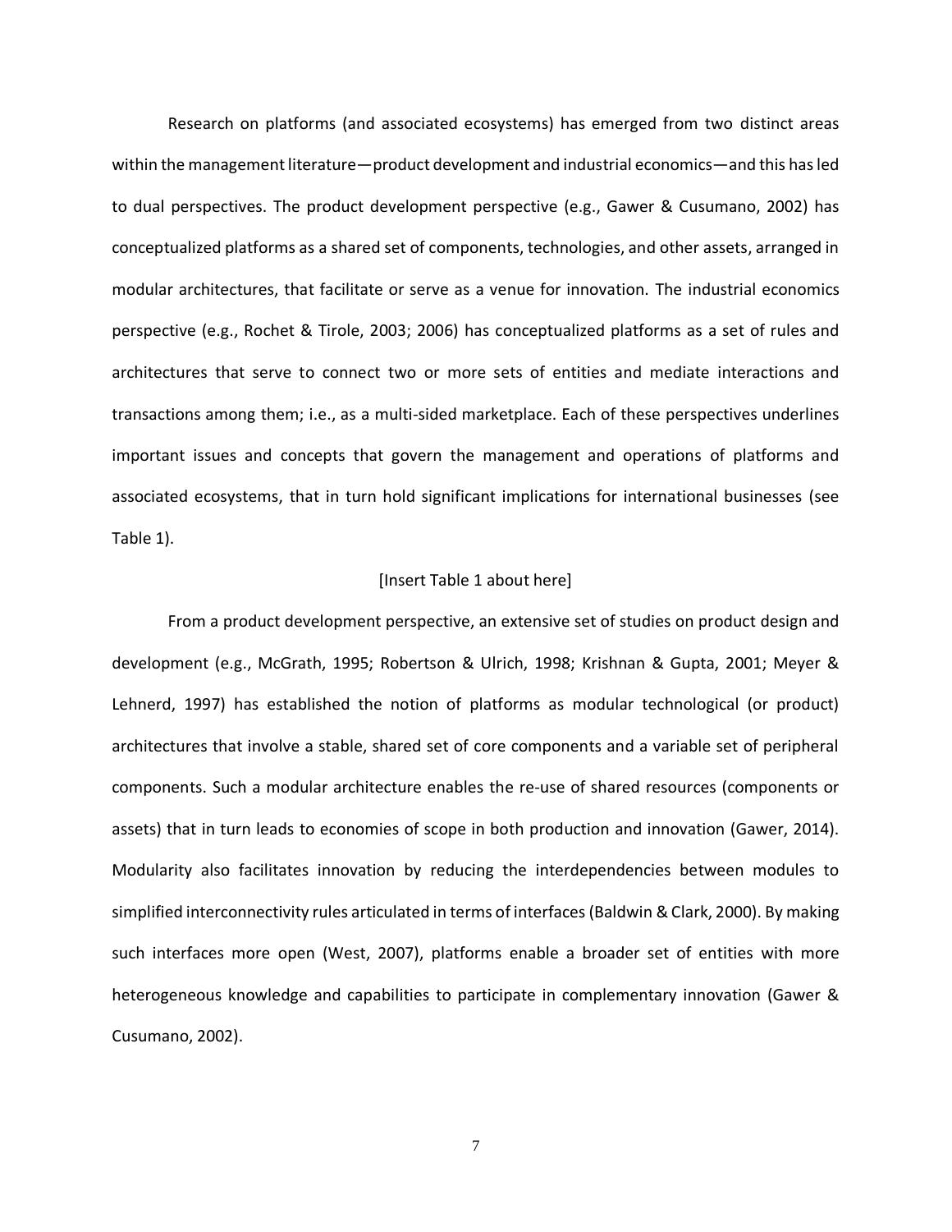Research on platforms (and associated ecosystems) has emerged from two distinct areas within the management literature—product development and industrial economics—and this has led to dual perspectives. The product development perspective (e.g., Gawer & Cusumano, 2002) has conceptualized platforms as a shared set of components, technologies, and other assets, arranged in modular architectures, that facilitate or serve as a venue for innovation. The industrial economics perspective (e.g., Rochet & Tirole, 2003; 2006) has conceptualized platforms as a set of rules and architectures that serve to connect two or more sets of entities and mediate interactions and transactions among them; i.e., as a multi-sided marketplace. Each of these perspectives underlines important issues and concepts that govern the management and operations of platforms and associated ecosystems, that in turn hold significant implications for international businesses (see Table 1).

[Insert Table 1 about here]

From a product development perspective, an extensive set of studies on product design and development (e.g., McGrath, 1995; Robertson & Ulrich, 1998; Krishnan & Gupta, 2001; Meyer & Lehnerd, 1997) has established the notion of platforms as modular technological (or product) architectures that involve a stable, shared set of core components and a variable set of peripheral components. Such a modular architecture enables the re-use of shared resources (components or assets) that in turn leads to economies of scope in both production and innovation (Gawer, 2014). Modularity also facilitates innovation by reducing the interdependencies between modules to simplified interconnectivity rules articulated in terms of interfaces (Baldwin & Clark, 2000). By making such interfaces more open (West, 2007), platforms enable a broader set of entities with more heterogeneous knowledge and capabilities to participate in complementary innovation (Gawer & Cusumano, 2002).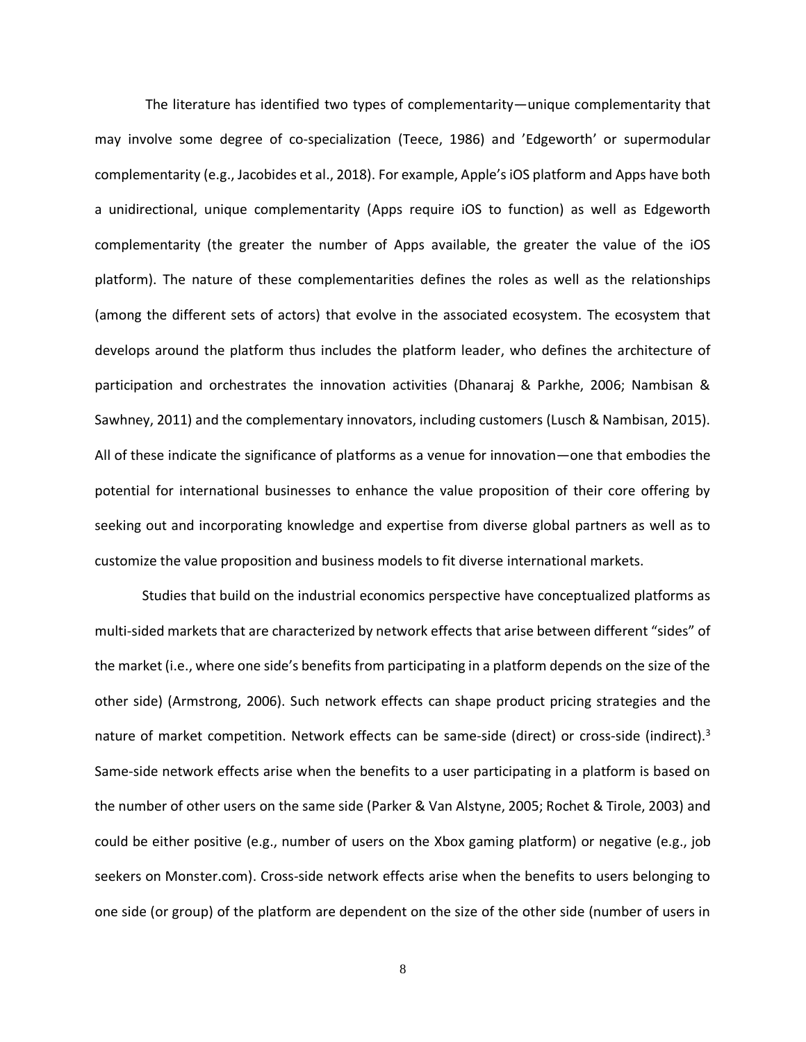The literature has identified two types of complementarity—unique complementarity that may involve some degree of co-specialization (Teece, 1986) and 'Edgeworth' or supermodular complementarity (e.g., Jacobides et al., 2018). For example, Apple's iOS platform and Apps have both a unidirectional, unique complementarity (Apps require iOS to function) as well as Edgeworth complementarity (the greater the number of Apps available, the greater the value of the iOS platform). The nature of these complementarities defines the roles as well as the relationships (among the different sets of actors) that evolve in the associated ecosystem. The ecosystem that develops around the platform thus includes the platform leader, who defines the architecture of participation and orchestrates the innovation activities (Dhanaraj & Parkhe, 2006; Nambisan & Sawhney, 2011) and the complementary innovators, including customers (Lusch & Nambisan, 2015). All of these indicate the significance of platforms as a venue for innovation—one that embodies the potential for international businesses to enhance the value proposition of their core offering by seeking out and incorporating knowledge and expertise from diverse global partners as well as to customize the value proposition and business models to fit diverse international markets.

Studies that build on the industrial economics perspective have conceptualized platforms as multi-sided markets that are characterized by network effects that arise between different "sides" of the market (i.e., where one side's benefits from participating in a platform depends on the size of the other side) (Armstrong, 2006). Such network effects can shape product pricing strategies and the nature of market competition. Network effects can be same-side (direct) or cross-side (indirect).[3] Same-side network effects arise when the benefits to a user participating in a platform is based on the number of other users on the same side (Parker & Van Alstyne, 2005; Rochet & Tirole, 2003) and could be either positive (e.g., number of users on the Xbox gaming platform) or negative (e.g., job seekers on Monster.com). Cross-side network effects arise when the benefits to users belonging to one side (or group) of the platform are dependent on the size of the other side (number of users in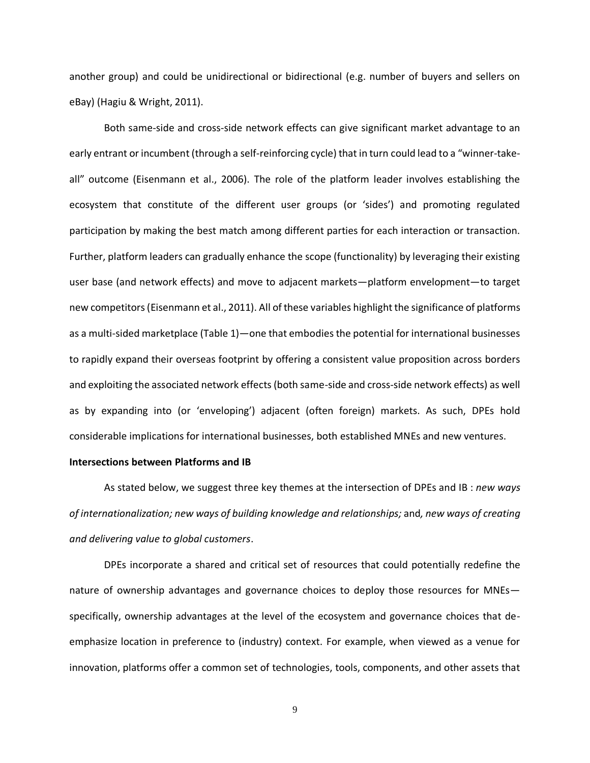another group) and could be unidirectional or bidirectional (e.g. number of buyers and sellers on eBay) (Hagiu & Wright, 2011).

Both same-side and cross-side network effects can give significant market advantage to an early entrant or incumbent (through a self-reinforcing cycle) that in turn could lead to a "winner-take-all" outcome (Eisenmann et al., 2006). The role of the platform leader involves establishing the ecosystem that constitute of the different user groups (or 'sides') and promoting regulated participation by making the best match among different parties for each interaction or transaction. Further, platform leaders can gradually enhance the scope (functionality) by leveraging their existing user base (and network effects) and move to adjacent markets—platform envelopment—to target new competitors (Eisenmann et al., 2011). All of these variables highlight the significance of platforms as a multi-sided marketplace (Table 1)—one that embodies the potential for international businesses to rapidly expand their overseas footprint by offering a consistent value proposition across borders and exploiting the associated network effects (both same-side and cross-side network effects) as well as by expanding into (or 'enveloping') adjacent (often foreign) markets. As such, DPEs hold considerable implications for international businesses, both established MNEs and new ventures.

**Intersections between Platforms and IB**

As stated below, we suggest three key themes at the intersection of DPEs and IB : *new ways of internationalization; new ways of building knowledge and relationships;* and*, new ways of creating and delivering value to global customers*.

DPEs incorporate a shared and critical set of resources that could potentially redefine the nature of ownership advantages and governance choices to deploy those resources for MNEs—specifically, ownership advantages at the level of the ecosystem and governance choices that de-emphasize location in preference to (industry) context. For example, when viewed as a venue for innovation, platforms offer a common set of technologies, tools, components, and other assets that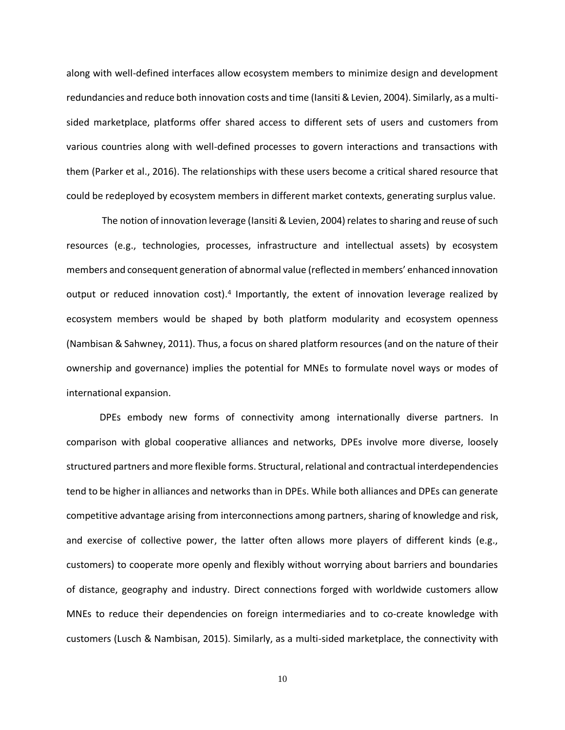along with well-defined interfaces allow ecosystem members to minimize design and development redundancies and reduce both innovation costs and time (Iansiti & Levien, 2004). Similarly, as a multi-sided marketplace, platforms offer shared access to different sets of users and customers from various countries along with well-defined processes to govern interactions and transactions with them (Parker et al., 2016). The relationships with these users become a critical shared resource that could be redeployed by ecosystem members in different market contexts, generating surplus value.

The notion of innovation leverage (Iansiti & Levien, 2004) relates to sharing and reuse of such resources (e.g., technologies, processes, infrastructure and intellectual assets) by ecosystem members and consequent generation of abnormal value (reflected in members' enhanced innovation output or reduced innovation cost).[4] Importantly, the extent of innovation leverage realized by ecosystem members would be shaped by both platform modularity and ecosystem openness (Nambisan & Sahwney, 2011). Thus, a focus on shared platform resources (and on the nature of their ownership and governance) implies the potential for MNEs to formulate novel ways or modes of international expansion.

DPEs embody new forms of connectivity among internationally diverse partners. In comparison with global cooperative alliances and networks, DPEs involve more diverse, loosely structured partners and more flexible forms. Structural, relational and contractual interdependencies tend to be higher in alliances and networks than in DPEs. While both alliances and DPEs can generate competitive advantage arising from interconnections among partners, sharing of knowledge and risk, and exercise of collective power, the latter often allows more players of different kinds (e.g., customers) to cooperate more openly and flexibly without worrying about barriers and boundaries of distance, geography and industry. Direct connections forged with worldwide customers allow MNEs to reduce their dependencies on foreign intermediaries and to co-create knowledge with customers (Lusch & Nambisan, 2015). Similarly, as a multi-sided marketplace, the connectivity with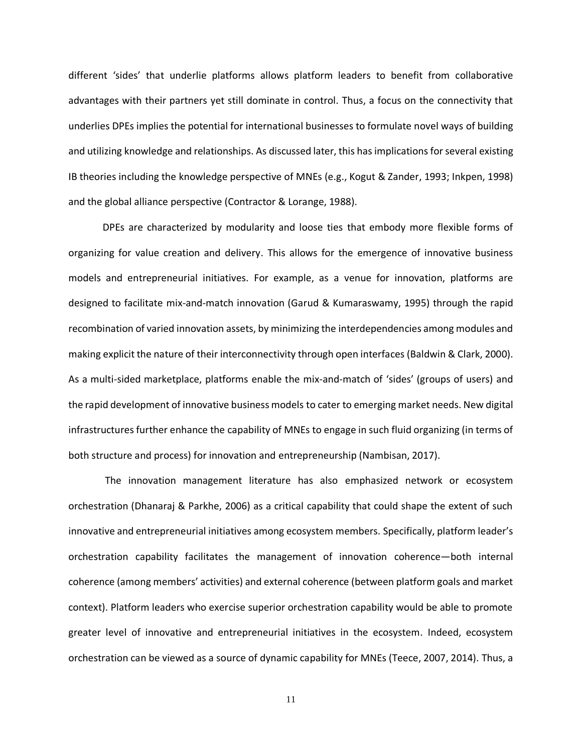different 'sides' that underlie platforms allows platform leaders to benefit from collaborative advantages with their partners yet still dominate in control. Thus, a focus on the connectivity that underlies DPEs implies the potential for international businesses to formulate novel ways of building and utilizing knowledge and relationships. As discussed later, this has implications for several existing IB theories including the knowledge perspective of MNEs (e.g., Kogut & Zander, 1993; Inkpen, 1998) and the global alliance perspective (Contractor & Lorange, 1988).

DPEs are characterized by modularity and loose ties that embody more flexible forms of organizing for value creation and delivery. This allows for the emergence of innovative business models and entrepreneurial initiatives. For example, as a venue for innovation, platforms are designed to facilitate mix-and-match innovation (Garud & Kumaraswamy, 1995) through the rapid recombination of varied innovation assets, by minimizing the interdependencies among modules and making explicit the nature of their interconnectivity through open interfaces (Baldwin & Clark, 2000). As a multi-sided marketplace, platforms enable the mix-and-match of 'sides' (groups of users) and the rapid development of innovative business models to cater to emerging market needs. New digital infrastructures further enhance the capability of MNEs to engage in such fluid organizing (in terms of both structure and process) for innovation and entrepreneurship (Nambisan, 2017).

The innovation management literature has also emphasized network or ecosystem orchestration (Dhanaraj & Parkhe, 2006) as a critical capability that could shape the extent of such innovative and entrepreneurial initiatives among ecosystem members. Specifically, platform leader's orchestration capability facilitates the management of innovation coherence—both internal coherence (among members' activities) and external coherence (between platform goals and market context). Platform leaders who exercise superior orchestration capability would be able to promote greater level of innovative and entrepreneurial initiatives in the ecosystem. Indeed, ecosystem orchestration can be viewed as a source of dynamic capability for MNEs (Teece, 2007, 2014). Thus, a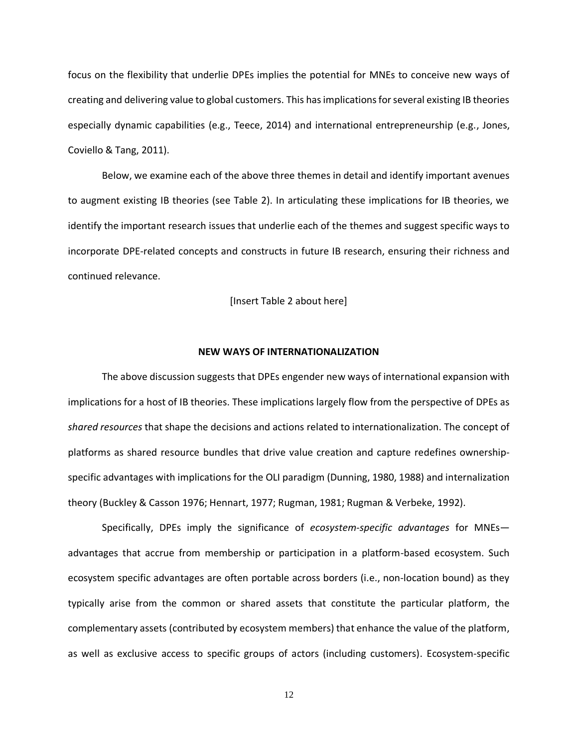focus on the flexibility that underlie DPEs implies the potential for MNEs to conceive new ways of creating and delivering value to global customers. This has implications for several existing IB theories especially dynamic capabilities (e.g., Teece, 2014) and international entrepreneurship (e.g., Jones, Coviello & Tang, 2011).

Below, we examine each of the above three themes in detail and identify important avenues to augment existing IB theories (see Table 2). In articulating these implications for IB theories, we identify the important research issues that underlie each of the themes and suggest specific ways to incorporate DPE-related concepts and constructs in future IB research, ensuring their richness and continued relevance.

[Insert Table 2 about here]

## NEW WAYS OF INTERNATIONALIZATION

The above discussion suggests that DPEs engender new ways of international expansion with implications for a host of IB theories. These implications largely flow from the perspective of DPEs as *shared resources* that shape the decisions and actions related to internationalization. The concept of platforms as shared resource bundles that drive value creation and capture redefines ownership-specific advantages with implications for the OLI paradigm (Dunning, 1980, 1988) and internalization theory (Buckley & Casson 1976; Hennart, 1977; Rugman, 1981; Rugman & Verbeke, 1992).

Specifically, DPEs imply the significance of *ecosystem-specific advantages* for MNEs—advantages that accrue from membership or participation in a platform-based ecosystem. Such ecosystem specific advantages are often portable across borders (i.e., non-location bound) as they typically arise from the common or shared assets that constitute the particular platform, the complementary assets (contributed by ecosystem members) that enhance the value of the platform, as well as exclusive access to specific groups of actors (including customers). Ecosystem-specific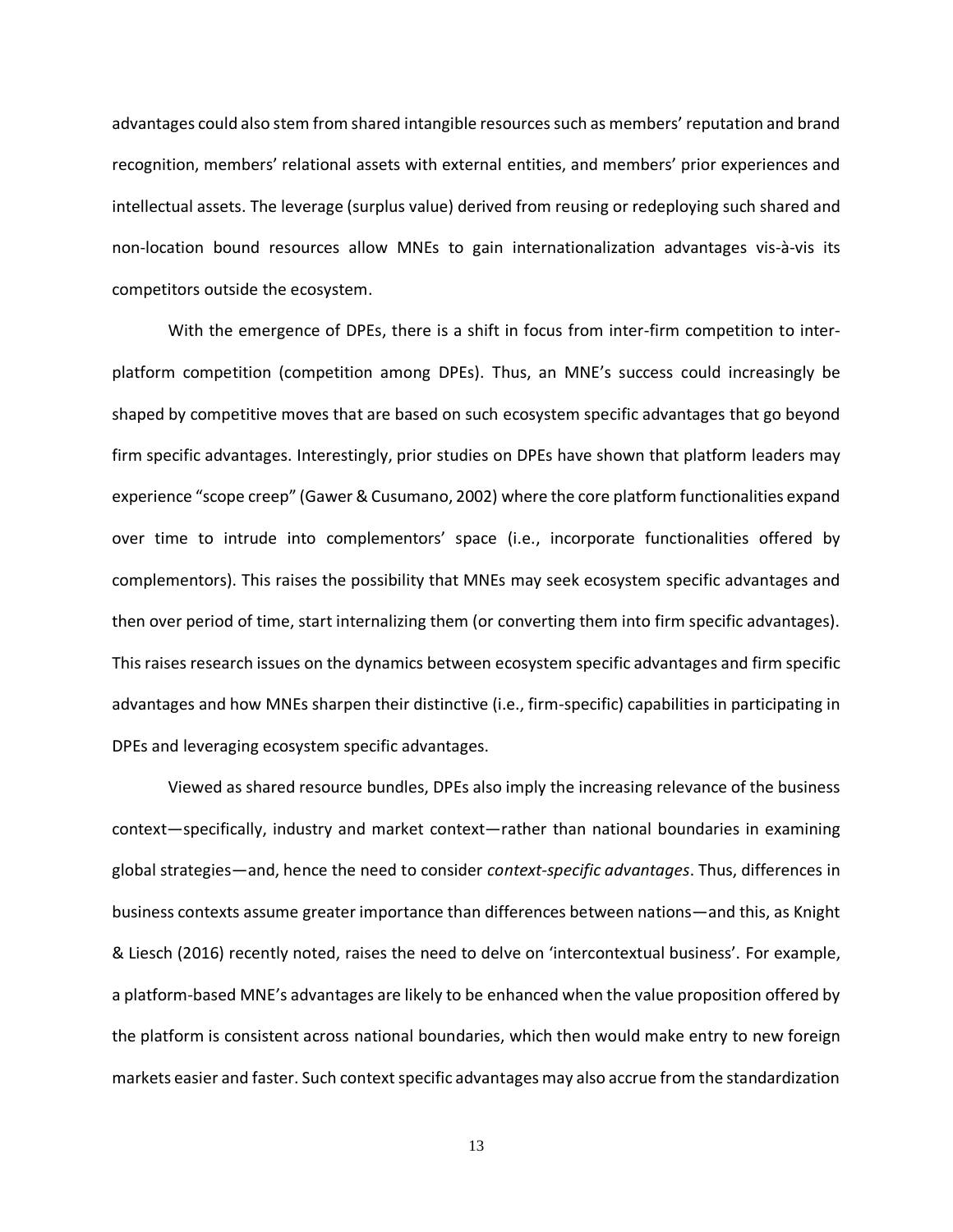advantages could also stem from shared intangible resources such as members' reputation and brand recognition, members' relational assets with external entities, and members' prior experiences and intellectual assets. The leverage (surplus value) derived from reusing or redeploying such shared and non-location bound resources allow MNEs to gain internationalization advantages vis-à-vis its competitors outside the ecosystem.

With the emergence of DPEs, there is a shift in focus from inter-firm competition to inter-platform competition (competition among DPEs). Thus, an MNE's success could increasingly be shaped by competitive moves that are based on such ecosystem specific advantages that go beyond firm specific advantages. Interestingly, prior studies on DPEs have shown that platform leaders may experience "scope creep" (Gawer & Cusumano, 2002) where the core platform functionalities expand over time to intrude into complementors' space (i.e., incorporate functionalities offered by complementors). This raises the possibility that MNEs may seek ecosystem specific advantages and then over period of time, start internalizing them (or converting them into firm specific advantages). This raises research issues on the dynamics between ecosystem specific advantages and firm specific advantages and how MNEs sharpen their distinctive (i.e., firm-specific) capabilities in participating in DPEs and leveraging ecosystem specific advantages.

Viewed as shared resource bundles, DPEs also imply the increasing relevance of the business context—specifically, industry and market context—rather than national boundaries in examining global strategies—and, hence the need to consider *context-specific advantages*. Thus, differences in business contexts assume greater importance than differences between nations—and this, as Knight & Liesch (2016) recently noted, raises the need to delve on 'intercontextual business'. For example, a platform-based MNE's advantages are likely to be enhanced when the value proposition offered by the platform is consistent across national boundaries, which then would make entry to new foreign markets easier and faster. Such context specific advantages may also accrue from the standardization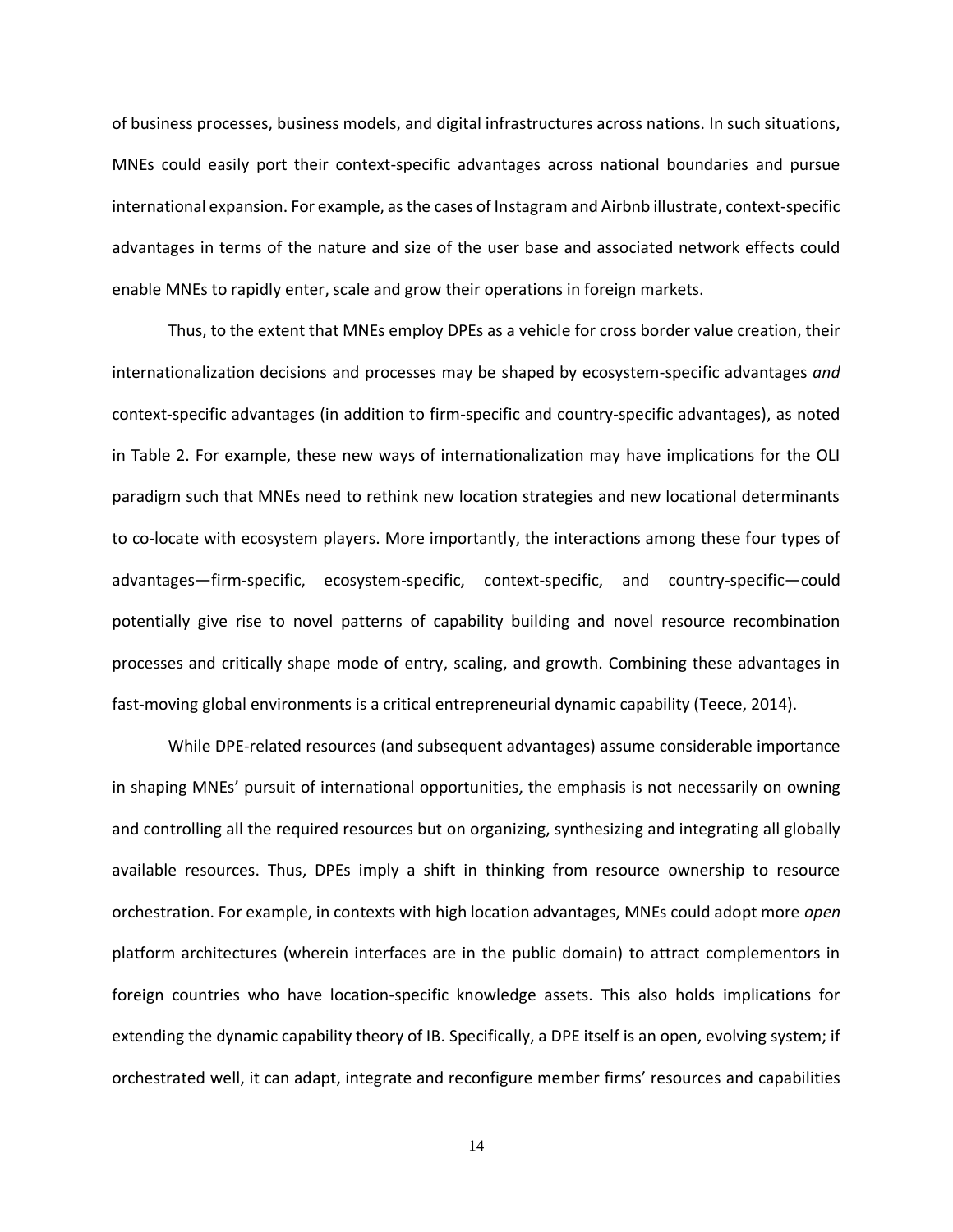of business processes, business models, and digital infrastructures across nations. In such situations, MNEs could easily port their context-specific advantages across national boundaries and pursue international expansion. For example, as the cases of Instagram and Airbnb illustrate, context-specific advantages in terms of the nature and size of the user base and associated network effects could enable MNEs to rapidly enter, scale and grow their operations in foreign markets.

Thus, to the extent that MNEs employ DPEs as a vehicle for cross border value creation, their internationalization decisions and processes may be shaped by ecosystem-specific advantages *and* context-specific advantages (in addition to firm-specific and country-specific advantages), as noted in Table 2. For example, these new ways of internationalization may have implications for the OLI paradigm such that MNEs need to rethink new location strategies and new locational determinants to co-locate with ecosystem players. More importantly, the interactions among these four types of advantages—firm-specific, ecosystem-specific, context-specific, and country-specific—could potentially give rise to novel patterns of capability building and novel resource recombination processes and critically shape mode of entry, scaling, and growth. Combining these advantages in fast-moving global environments is a critical entrepreneurial dynamic capability (Teece, 2014).

While DPE-related resources (and subsequent advantages) assume considerable importance in shaping MNEs' pursuit of international opportunities, the emphasis is not necessarily on owning and controlling all the required resources but on organizing, synthesizing and integrating all globally available resources. Thus, DPEs imply a shift in thinking from resource ownership to resource orchestration. For example, in contexts with high location advantages, MNEs could adopt more *open* platform architectures (wherein interfaces are in the public domain) to attract complementors in foreign countries who have location-specific knowledge assets. This also holds implications for extending the dynamic capability theory of IB. Specifically, a DPE itself is an open, evolving system; if orchestrated well, it can adapt, integrate and reconfigure member firms' resources and capabilities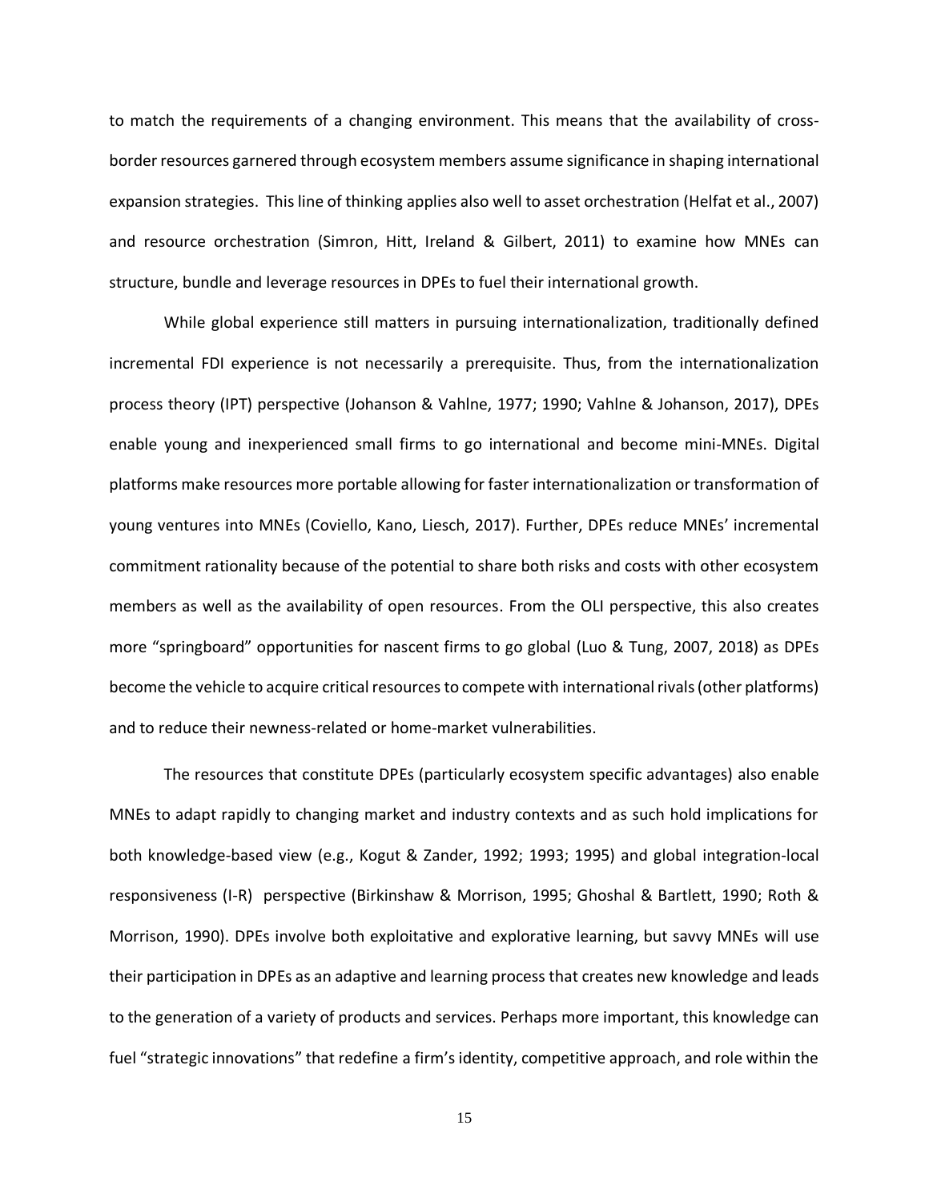to match the requirements of a changing environment. This means that the availability of cross-border resources garnered through ecosystem members assume significance in shaping international expansion strategies. This line of thinking applies also well to asset orchestration (Helfat et al., 2007) and resource orchestration (Simron, Hitt, Ireland & Gilbert, 2011) to examine how MNEs can structure, bundle and leverage resources in DPEs to fuel their international growth.

While global experience still matters in pursuing internationalization, traditionally defined incremental FDI experience is not necessarily a prerequisite. Thus, from the internationalization process theory (IPT) perspective (Johanson & Vahlne, 1977; 1990; Vahlne & Johanson, 2017), DPEs enable young and inexperienced small firms to go international and become mini-MNEs. Digital platforms make resources more portable allowing for faster internationalization or transformation of young ventures into MNEs (Coviello, Kano, Liesch, 2017). Further, DPEs reduce MNEs' incremental commitment rationality because of the potential to share both risks and costs with other ecosystem members as well as the availability of open resources. From the OLI perspective, this also creates more "springboard" opportunities for nascent firms to go global (Luo & Tung, 2007, 2018) as DPEs become the vehicle to acquire critical resources to compete with international rivals (other platforms) and to reduce their newness-related or home-market vulnerabilities.

The resources that constitute DPEs (particularly ecosystem specific advantages) also enable MNEs to adapt rapidly to changing market and industry contexts and as such hold implications for both knowledge-based view (e.g., Kogut & Zander, 1992; 1993; 1995) and global integration-local responsiveness (I-R) perspective (Birkinshaw & Morrison, 1995; Ghoshal & Bartlett, 1990; Roth & Morrison, 1990). DPEs involve both exploitative and explorative learning, but savvy MNEs will use their participation in DPEs as an adaptive and learning process that creates new knowledge and leads to the generation of a variety of products and services. Perhaps more important, this knowledge can fuel "strategic innovations" that redefine a firm's identity, competitive approach, and role within the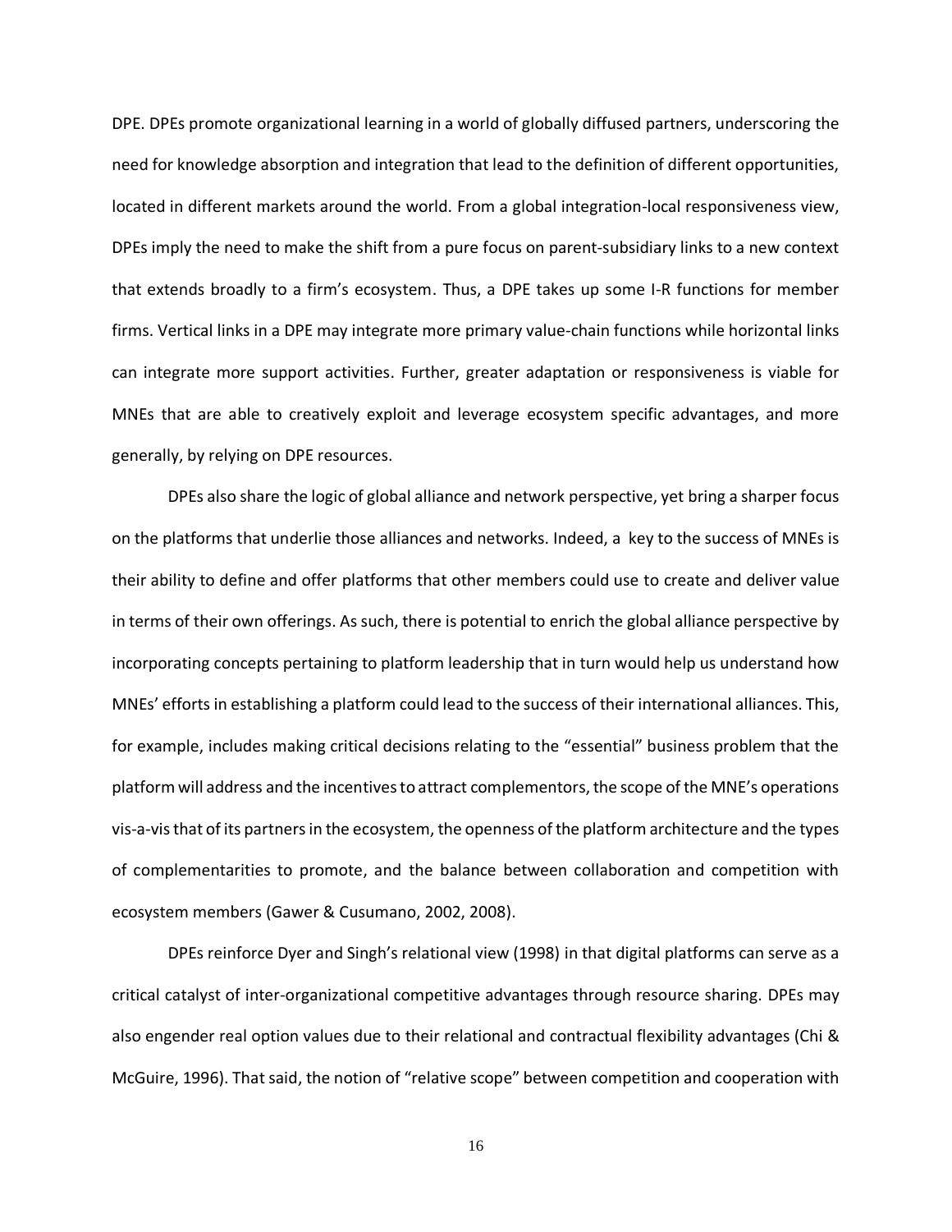DPE. DPEs promote organizational learning in a world of globally diffused partners, underscoring the need for knowledge absorption and integration that lead to the definition of different opportunities, located in different markets around the world. From a global integration-local responsiveness view, DPEs imply the need to make the shift from a pure focus on parent-subsidiary links to a new context that extends broadly to a firm's ecosystem. Thus, a DPE takes up some I-R functions for member firms. Vertical links in a DPE may integrate more primary value-chain functions while horizontal links can integrate more support activities. Further, greater adaptation or responsiveness is viable for MNEs that are able to creatively exploit and leverage ecosystem specific advantages, and more generally, by relying on DPE resources.

DPEs also share the logic of global alliance and network perspective, yet bring a sharper focus on the platforms that underlie those alliances and networks. Indeed, a key to the success of MNEs is their ability to define and offer platforms that other members could use to create and deliver value in terms of their own offerings. As such, there is potential to enrich the global alliance perspective by incorporating concepts pertaining to platform leadership that in turn would help us understand how MNEs' efforts in establishing a platform could lead to the success of their international alliances. This, for example, includes making critical decisions relating to the "essential" business problem that the platform will address and the incentives to attract complementors, the scope of the MNE's operations vis-a-vis that of its partners in the ecosystem, the openness of the platform architecture and the types of complementarities to promote, and the balance between collaboration and competition with ecosystem members (Gawer & Cusumano, 2002, 2008).

DPEs reinforce Dyer and Singh's relational view (1998) in that digital platforms can serve as a critical catalyst of inter-organizational competitive advantages through resource sharing. DPEs may also engender real option values due to their relational and contractual flexibility advantages (Chi & McGuire, 1996). That said, the notion of "relative scope" between competition and cooperation with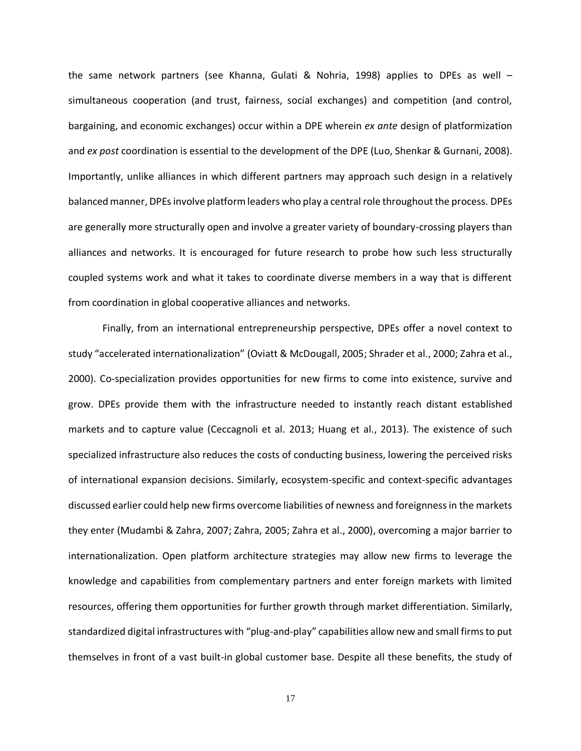the same network partners (see Khanna, Gulati & Nohria, 1998) applies to DPEs as well – simultaneous cooperation (and trust, fairness, social exchanges) and competition (and control, bargaining, and economic exchanges) occur within a DPE wherein *ex ante* design of platformization and *ex post* coordination is essential to the development of the DPE (Luo, Shenkar & Gurnani, 2008). Importantly, unlike alliances in which different partners may approach such design in a relatively balanced manner, DPEs involve platform leaders who play a central role throughout the process. DPEs are generally more structurally open and involve a greater variety of boundary-crossing players than alliances and networks. It is encouraged for future research to probe how such less structurally coupled systems work and what it takes to coordinate diverse members in a way that is different from coordination in global cooperative alliances and networks.

Finally, from an international entrepreneurship perspective, DPEs offer a novel context to study "accelerated internationalization" (Oviatt & McDougall, 2005; Shrader et al., 2000; Zahra et al., 2000). Co-specialization provides opportunities for new firms to come into existence, survive and grow. DPEs provide them with the infrastructure needed to instantly reach distant established markets and to capture value (Ceccagnoli et al. 2013; Huang et al., 2013). The existence of such specialized infrastructure also reduces the costs of conducting business, lowering the perceived risks of international expansion decisions. Similarly, ecosystem-specific and context-specific advantages discussed earlier could help new firms overcome liabilities of newness and foreignness in the markets they enter (Mudambi & Zahra, 2007; Zahra, 2005; Zahra et al., 2000), overcoming a major barrier to internationalization. Open platform architecture strategies may allow new firms to leverage the knowledge and capabilities from complementary partners and enter foreign markets with limited resources, offering them opportunities for further growth through market differentiation. Similarly, standardized digital infrastructures with "plug-and-play" capabilities allow new and small firms to put themselves in front of a vast built-in global customer base. Despite all these benefits, the study of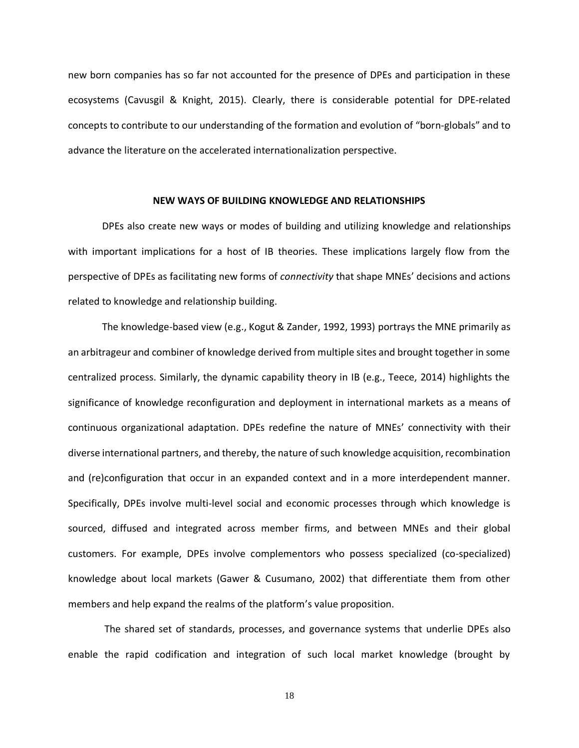new born companies has so far not accounted for the presence of DPEs and participation in these ecosystems (Cavusgil & Knight, 2015). Clearly, there is considerable potential for DPE-related concepts to contribute to our understanding of the formation and evolution of "born-globals" and to advance the literature on the accelerated internationalization perspective.

## NEW WAYS OF BUILDING KNOWLEDGE AND RELATIONSHIPS

DPEs also create new ways or modes of building and utilizing knowledge and relationships with important implications for a host of IB theories. These implications largely flow from the perspective of DPEs as facilitating new forms of *connectivity* that shape MNEs' decisions and actions related to knowledge and relationship building.

The knowledge-based view (e.g., Kogut & Zander, 1992, 1993) portrays the MNE primarily as an arbitrageur and combiner of knowledge derived from multiple sites and brought together in some centralized process. Similarly, the dynamic capability theory in IB (e.g., Teece, 2014) highlights the significance of knowledge reconfiguration and deployment in international markets as a means of continuous organizational adaptation. DPEs redefine the nature of MNEs' connectivity with their diverse international partners, and thereby, the nature of such knowledge acquisition, recombination and (re)configuration that occur in an expanded context and in a more interdependent manner. Specifically, DPEs involve multi-level social and economic processes through which knowledge is sourced, diffused and integrated across member firms, and between MNEs and their global customers. For example, DPEs involve complementors who possess specialized (co-specialized) knowledge about local markets (Gawer & Cusumano, 2002) that differentiate them from other members and help expand the realms of the platform's value proposition.

The shared set of standards, processes, and governance systems that underlie DPEs also enable the rapid codification and integration of such local market knowledge (brought by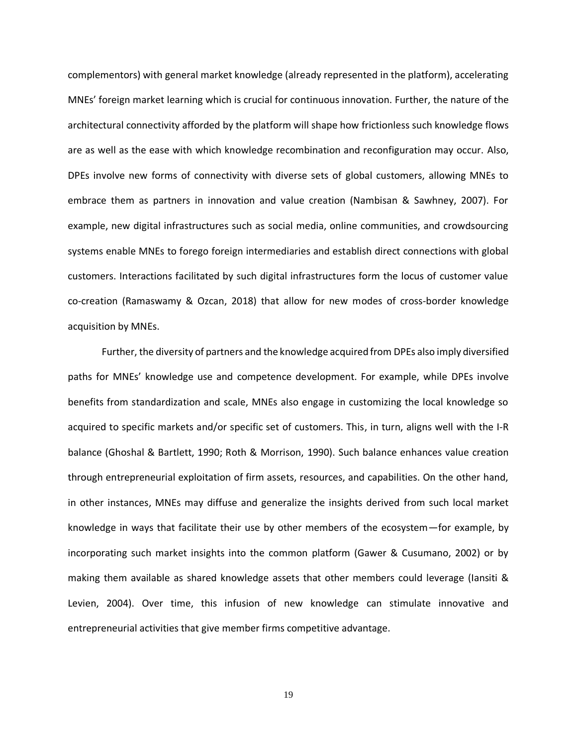complementors) with general market knowledge (already represented in the platform), accelerating MNEs' foreign market learning which is crucial for continuous innovation. Further, the nature of the architectural connectivity afforded by the platform will shape how frictionless such knowledge flows are as well as the ease with which knowledge recombination and reconfiguration may occur. Also, DPEs involve new forms of connectivity with diverse sets of global customers, allowing MNEs to embrace them as partners in innovation and value creation (Nambisan & Sawhney, 2007). For example, new digital infrastructures such as social media, online communities, and crowdsourcing systems enable MNEs to forego foreign intermediaries and establish direct connections with global customers. Interactions facilitated by such digital infrastructures form the locus of customer value co-creation (Ramaswamy & Ozcan, 2018) that allow for new modes of cross-border knowledge acquisition by MNEs.

Further, the diversity of partners and the knowledge acquired from DPEs also imply diversified paths for MNEs' knowledge use and competence development. For example, while DPEs involve benefits from standardization and scale, MNEs also engage in customizing the local knowledge so acquired to specific markets and/or specific set of customers. This, in turn, aligns well with the I-R balance (Ghoshal & Bartlett, 1990; Roth & Morrison, 1990). Such balance enhances value creation through entrepreneurial exploitation of firm assets, resources, and capabilities. On the other hand, in other instances, MNEs may diffuse and generalize the insights derived from such local market knowledge in ways that facilitate their use by other members of the ecosystem—for example, by incorporating such market insights into the common platform (Gawer & Cusumano, 2002) or by making them available as shared knowledge assets that other members could leverage (Iansiti & Levien, 2004). Over time, this infusion of new knowledge can stimulate innovative and entrepreneurial activities that give member firms competitive advantage.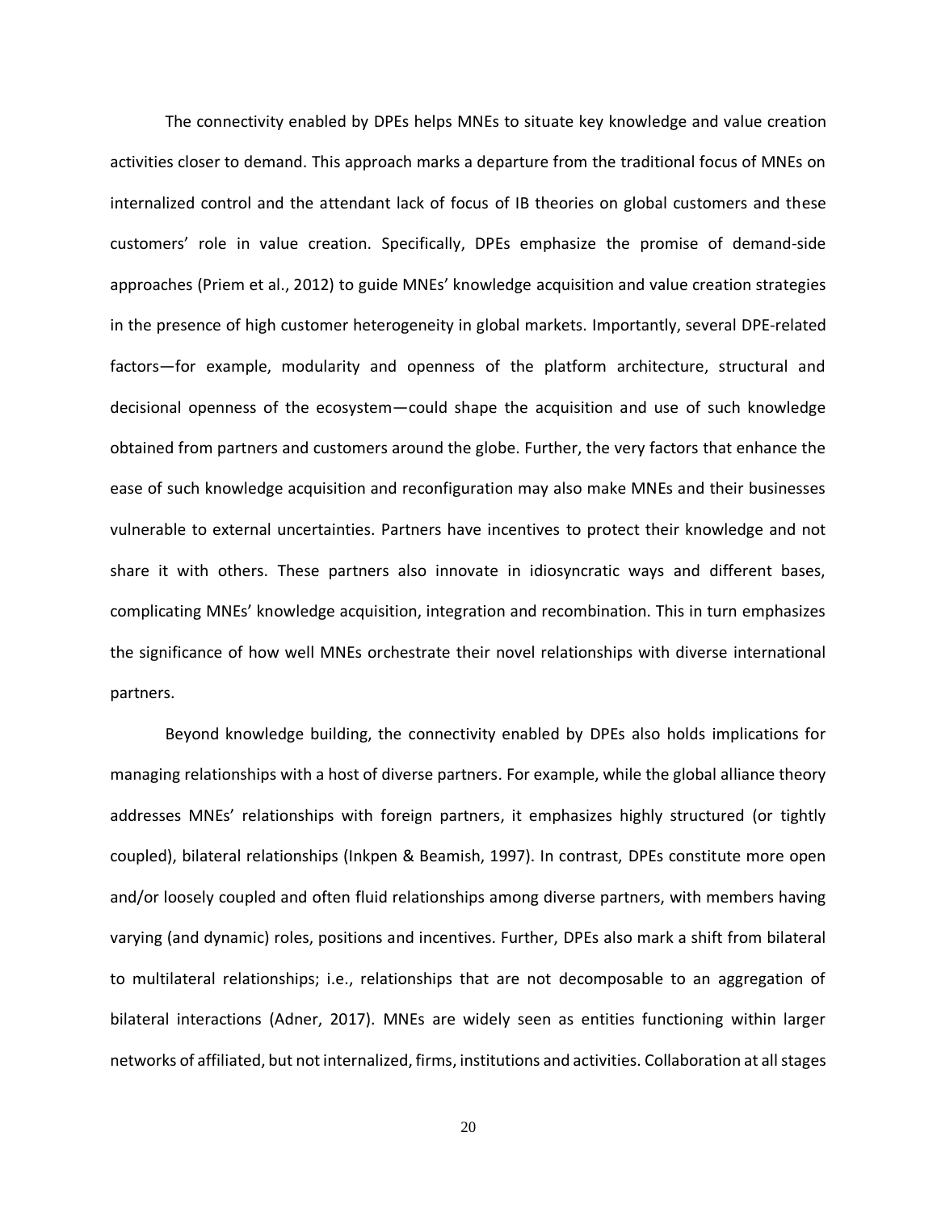The connectivity enabled by DPEs helps MNEs to situate key knowledge and value creation activities closer to demand. This approach marks a departure from the traditional focus of MNEs on internalized control and the attendant lack of focus of IB theories on global customers and these customers' role in value creation. Specifically, DPEs emphasize the promise of demand-side approaches (Priem et al., 2012) to guide MNEs' knowledge acquisition and value creation strategies in the presence of high customer heterogeneity in global markets. Importantly, several DPE-related factors—for example, modularity and openness of the platform architecture, structural and decisional openness of the ecosystem—could shape the acquisition and use of such knowledge obtained from partners and customers around the globe. Further, the very factors that enhance the ease of such knowledge acquisition and reconfiguration may also make MNEs and their businesses vulnerable to external uncertainties. Partners have incentives to protect their knowledge and not share it with others. These partners also innovate in idiosyncratic ways and different bases, complicating MNEs' knowledge acquisition, integration and recombination. This in turn emphasizes the significance of how well MNEs orchestrate their novel relationships with diverse international partners.

Beyond knowledge building, the connectivity enabled by DPEs also holds implications for managing relationships with a host of diverse partners. For example, while the global alliance theory addresses MNEs' relationships with foreign partners, it emphasizes highly structured (or tightly coupled), bilateral relationships (Inkpen & Beamish, 1997). In contrast, DPEs constitute more open and/or loosely coupled and often fluid relationships among diverse partners, with members having varying (and dynamic) roles, positions and incentives. Further, DPEs also mark a shift from bilateral to multilateral relationships; i.e., relationships that are not decomposable to an aggregation of bilateral interactions (Adner, 2017). MNEs are widely seen as entities functioning within larger networks of affiliated, but not internalized, firms, institutions and activities. Collaboration at all stages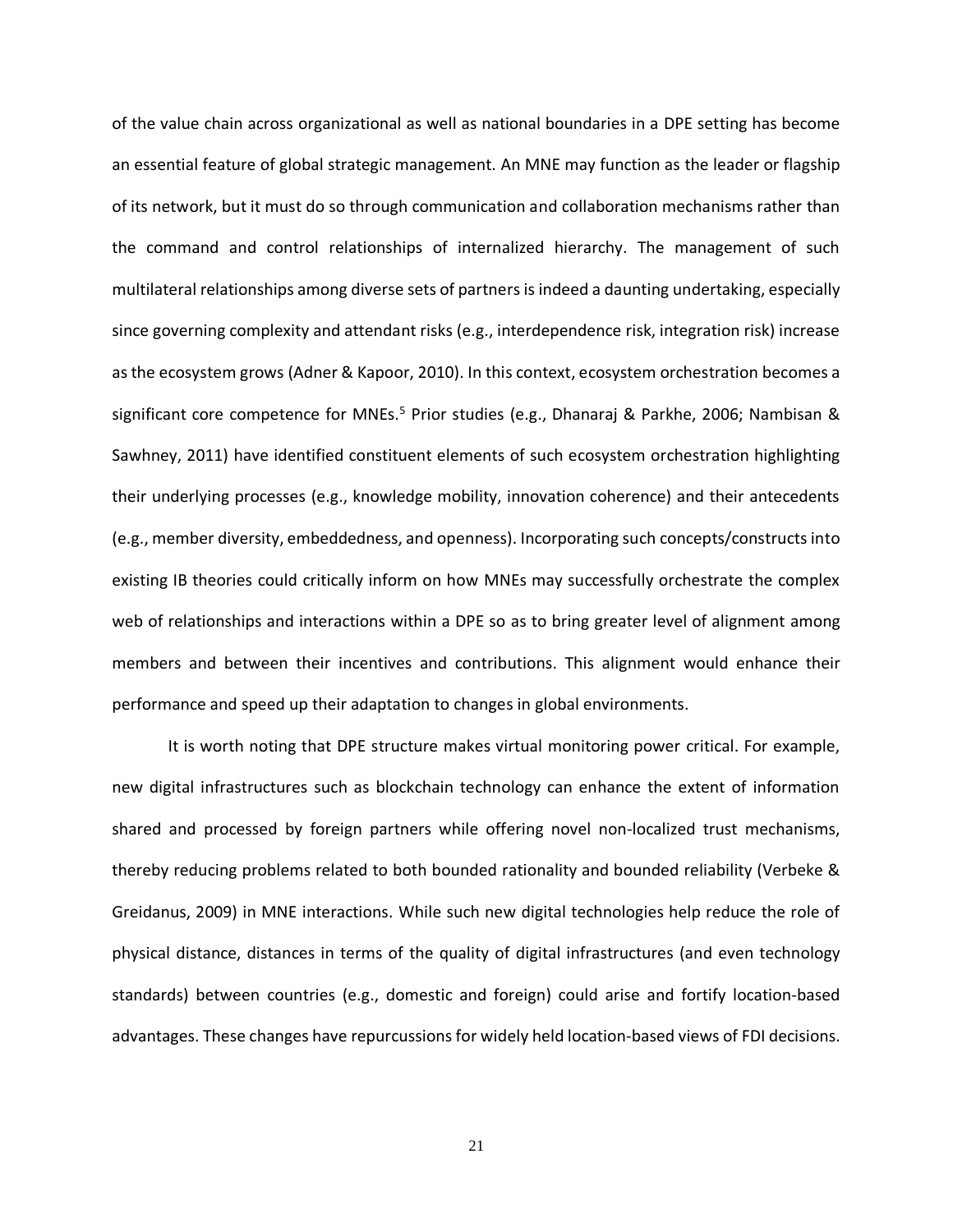of the value chain across organizational as well as national boundaries in a DPE setting has become an essential feature of global strategic management. An MNE may function as the leader or flagship of its network, but it must do so through communication and collaboration mechanisms rather than the command and control relationships of internalized hierarchy. The management of such multilateral relationships among diverse sets of partners is indeed a daunting undertaking, especially since governing complexity and attendant risks (e.g., interdependence risk, integration risk) increase as the ecosystem grows (Adner & Kapoor, 2010). In this context, ecosystem orchestration becomes a significant core competence for MNEs.[5] Prior studies (e.g., Dhanaraj & Parkhe, 2006; Nambisan & Sawhney, 2011) have identified constituent elements of such ecosystem orchestration highlighting their underlying processes (e.g., knowledge mobility, innovation coherence) and their antecedents (e.g., member diversity, embeddedness, and openness). Incorporating such concepts/constructs into existing IB theories could critically inform on how MNEs may successfully orchestrate the complex web of relationships and interactions within a DPE so as to bring greater level of alignment among members and between their incentives and contributions. This alignment would enhance their performance and speed up their adaptation to changes in global environments.

It is worth noting that DPE structure makes virtual monitoring power critical. For example, new digital infrastructures such as blockchain technology can enhance the extent of information shared and processed by foreign partners while offering novel non-localized trust mechanisms, thereby reducing problems related to both bounded rationality and bounded reliability (Verbeke & Greidanus, 2009) in MNE interactions. While such new digital technologies help reduce the role of physical distance, distances in terms of the quality of digital infrastructures (and even technology standards) between countries (e.g., domestic and foreign) could arise and fortify location-based advantages. These changes have repurcussions for widely held location-based views of FDI decisions.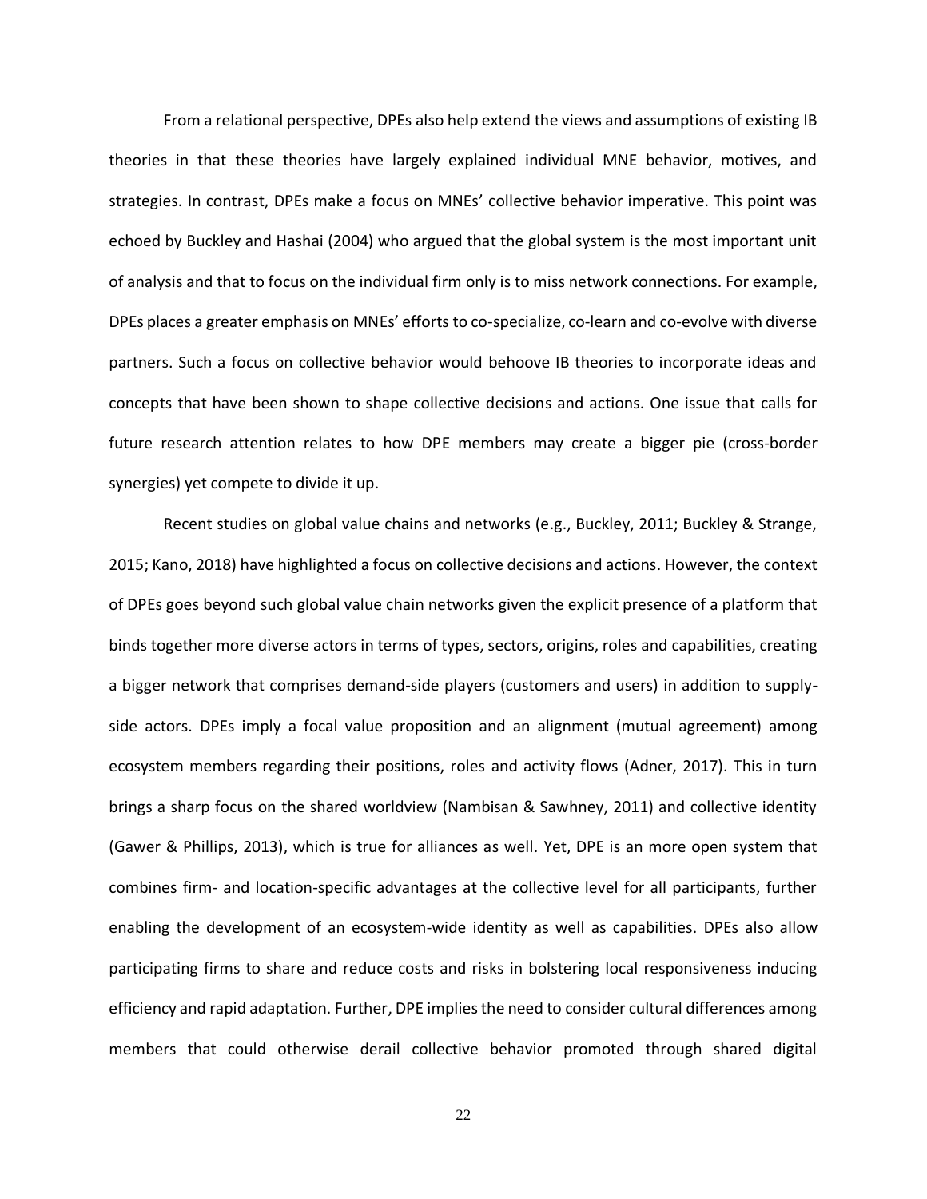From a relational perspective, DPEs also help extend the views and assumptions of existing IB theories in that these theories have largely explained individual MNE behavior, motives, and strategies. In contrast, DPEs make a focus on MNEs' collective behavior imperative. This point was echoed by Buckley and Hashai (2004) who argued that the global system is the most important unit of analysis and that to focus on the individual firm only is to miss network connections. For example, DPEs places a greater emphasis on MNEs' efforts to co-specialize, co-learn and co-evolve with diverse partners. Such a focus on collective behavior would behoove IB theories to incorporate ideas and concepts that have been shown to shape collective decisions and actions. One issue that calls for future research attention relates to how DPE members may create a bigger pie (cross-border synergies) yet compete to divide it up.

Recent studies on global value chains and networks (e.g., Buckley, 2011; Buckley & Strange, 2015; Kano, 2018) have highlighted a focus on collective decisions and actions. However, the context of DPEs goes beyond such global value chain networks given the explicit presence of a platform that binds together more diverse actors in terms of types, sectors, origins, roles and capabilities, creating a bigger network that comprises demand-side players (customers and users) in addition to supply-side actors. DPEs imply a focal value proposition and an alignment (mutual agreement) among ecosystem members regarding their positions, roles and activity flows (Adner, 2017). This in turn brings a sharp focus on the shared worldview (Nambisan & Sawhney, 2011) and collective identity (Gawer & Phillips, 2013), which is true for alliances as well. Yet, DPE is an more open system that combines firm- and location-specific advantages at the collective level for all participants, further enabling the development of an ecosystem-wide identity as well as capabilities. DPEs also allow participating firms to share and reduce costs and risks in bolstering local responsiveness inducing efficiency and rapid adaptation. Further, DPE implies the need to consider cultural differences among members that could otherwise derail collective behavior promoted through shared digital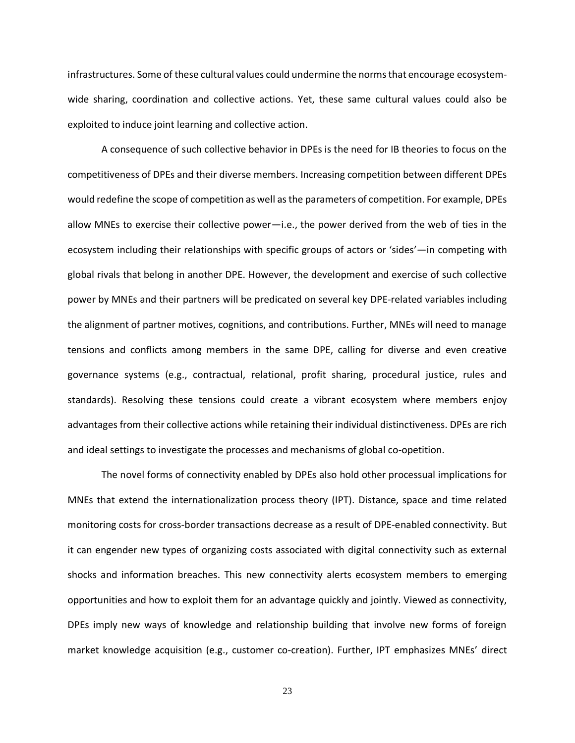infrastructures. Some of these cultural values could undermine the norms that encourage ecosystem-wide sharing, coordination and collective actions. Yet, these same cultural values could also be exploited to induce joint learning and collective action.

A consequence of such collective behavior in DPEs is the need for IB theories to focus on the competitiveness of DPEs and their diverse members. Increasing competition between different DPEs would redefine the scope of competition as well as the parameters of competition. For example, DPEs allow MNEs to exercise their collective power—i.e., the power derived from the web of ties in the ecosystem including their relationships with specific groups of actors or 'sides'—in competing with global rivals that belong in another DPE. However, the development and exercise of such collective power by MNEs and their partners will be predicated on several key DPE-related variables including the alignment of partner motives, cognitions, and contributions. Further, MNEs will need to manage tensions and conflicts among members in the same DPE, calling for diverse and even creative governance systems (e.g., contractual, relational, profit sharing, procedural justice, rules and standards). Resolving these tensions could create a vibrant ecosystem where members enjoy advantages from their collective actions while retaining their individual distinctiveness. DPEs are rich and ideal settings to investigate the processes and mechanisms of global co-opetition.

The novel forms of connectivity enabled by DPEs also hold other processual implications for MNEs that extend the internationalization process theory (IPT). Distance, space and time related monitoring costs for cross-border transactions decrease as a result of DPE-enabled connectivity. But it can engender new types of organizing costs associated with digital connectivity such as external shocks and information breaches. This new connectivity alerts ecosystem members to emerging opportunities and how to exploit them for an advantage quickly and jointly. Viewed as connectivity, DPEs imply new ways of knowledge and relationship building that involve new forms of foreign market knowledge acquisition (e.g., customer co-creation). Further, IPT emphasizes MNEs' direct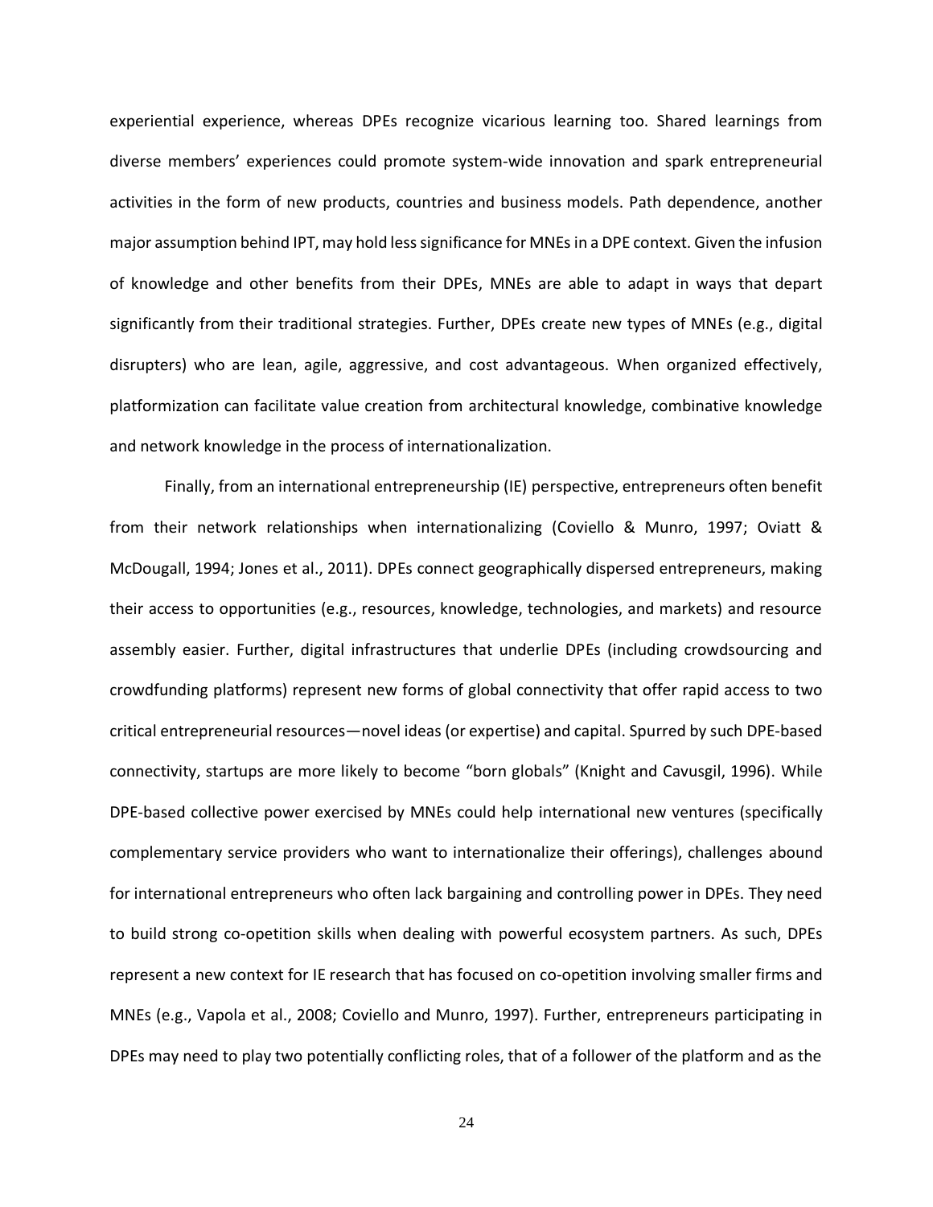experiential experience, whereas DPEs recognize vicarious learning too. Shared learnings from diverse members' experiences could promote system-wide innovation and spark entrepreneurial activities in the form of new products, countries and business models. Path dependence, another major assumption behind IPT, may hold less significance for MNEs in a DPE context. Given the infusion of knowledge and other benefits from their DPEs, MNEs are able to adapt in ways that depart significantly from their traditional strategies. Further, DPEs create new types of MNEs (e.g., digital disrupters) who are lean, agile, aggressive, and cost advantageous. When organized effectively, platformization can facilitate value creation from architectural knowledge, combinative knowledge and network knowledge in the process of internationalization.

Finally, from an international entrepreneurship (IE) perspective, entrepreneurs often benefit from their network relationships when internationalizing (Coviello & Munro, 1997; Oviatt & McDougall, 1994; Jones et al., 2011). DPEs connect geographically dispersed entrepreneurs, making their access to opportunities (e.g., resources, knowledge, technologies, and markets) and resource assembly easier. Further, digital infrastructures that underlie DPEs (including crowdsourcing and crowdfunding platforms) represent new forms of global connectivity that offer rapid access to two critical entrepreneurial resources—novel ideas (or expertise) and capital. Spurred by such DPE-based connectivity, startups are more likely to become "born globals" (Knight and Cavusgil, 1996). While DPE-based collective power exercised by MNEs could help international new ventures (specifically complementary service providers who want to internationalize their offerings), challenges abound for international entrepreneurs who often lack bargaining and controlling power in DPEs. They need to build strong co-opetition skills when dealing with powerful ecosystem partners. As such, DPEs represent a new context for IE research that has focused on co-opetition involving smaller firms and MNEs (e.g., Vapola et al., 2008; Coviello and Munro, 1997). Further, entrepreneurs participating in DPEs may need to play two potentially conflicting roles, that of a follower of the platform and as the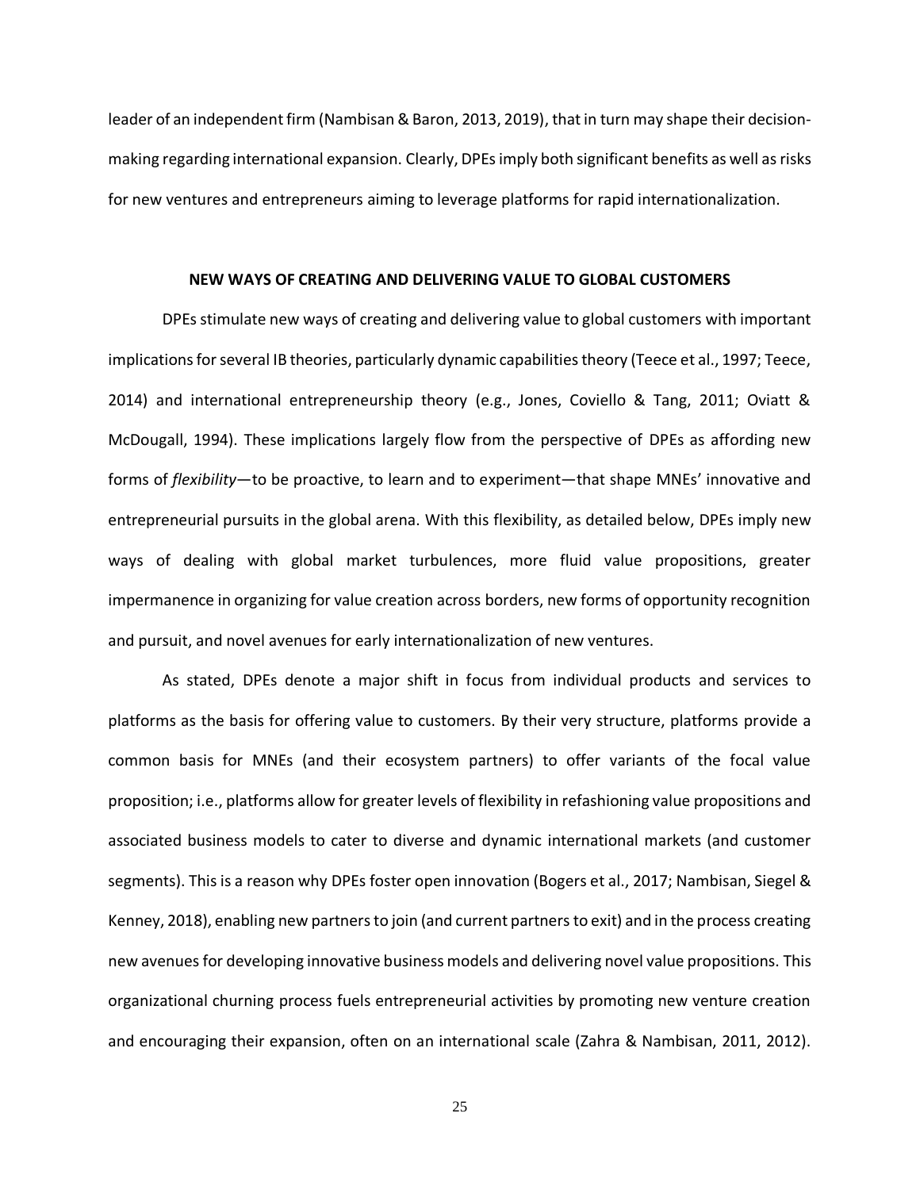leader of an independent firm (Nambisan & Baron, 2013, 2019), that in turn may shape their decision-making regarding international expansion. Clearly, DPEs imply both significant benefits as well as risks for new ventures and entrepreneurs aiming to leverage platforms for rapid internationalization.

## NEW WAYS OF CREATING AND DELIVERING VALUE TO GLOBAL CUSTOMERS

DPEs stimulate new ways of creating and delivering value to global customers with important implications for several IB theories, particularly dynamic capabilities theory (Teece et al., 1997; Teece, 2014) and international entrepreneurship theory (e.g., Jones, Coviello & Tang, 2011; Oviatt & McDougall, 1994). These implications largely flow from the perspective of DPEs as affording new forms of *flexibility*—to be proactive, to learn and to experiment—that shape MNEs' innovative and entrepreneurial pursuits in the global arena. With this flexibility, as detailed below, DPEs imply new ways of dealing with global market turbulences, more fluid value propositions, greater impermanence in organizing for value creation across borders, new forms of opportunity recognition and pursuit, and novel avenues for early internationalization of new ventures.

As stated, DPEs denote a major shift in focus from individual products and services to platforms as the basis for offering value to customers. By their very structure, platforms provide a common basis for MNEs (and their ecosystem partners) to offer variants of the focal value proposition; i.e., platforms allow for greater levels of flexibility in refashioning value propositions and associated business models to cater to diverse and dynamic international markets (and customer segments). This is a reason why DPEs foster open innovation (Bogers et al., 2017; Nambisan, Siegel & Kenney, 2018), enabling new partners to join (and current partners to exit) and in the process creating new avenues for developing innovative business models and delivering novel value propositions. This organizational churning process fuels entrepreneurial activities by promoting new venture creation and encouraging their expansion, often on an international scale (Zahra & Nambisan, 2011, 2012).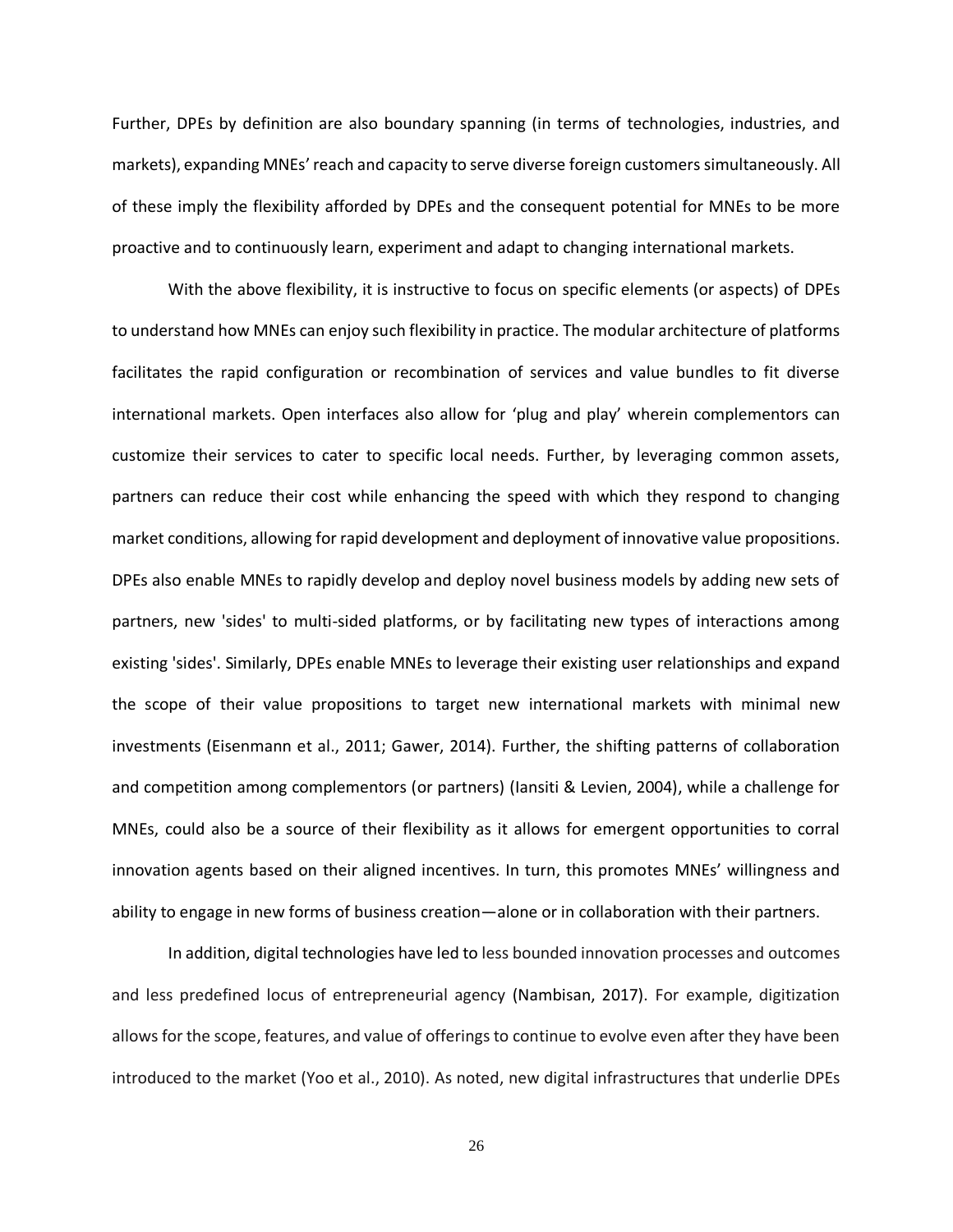Further, DPEs by definition are also boundary spanning (in terms of technologies, industries, and markets), expanding MNEs' reach and capacity to serve diverse foreign customers simultaneously. All of these imply the flexibility afforded by DPEs and the consequent potential for MNEs to be more proactive and to continuously learn, experiment and adapt to changing international markets.

With the above flexibility, it is instructive to focus on specific elements (or aspects) of DPEs to understand how MNEs can enjoy such flexibility in practice. The modular architecture of platforms facilitates the rapid configuration or recombination of services and value bundles to fit diverse international markets. Open interfaces also allow for 'plug and play' wherein complementors can customize their services to cater to specific local needs. Further, by leveraging common assets, partners can reduce their cost while enhancing the speed with which they respond to changing market conditions, allowing for rapid development and deployment of innovative value propositions. DPEs also enable MNEs to rapidly develop and deploy novel business models by adding new sets of partners, new 'sides' to multi-sided platforms, or by facilitating new types of interactions among existing 'sides'. Similarly, DPEs enable MNEs to leverage their existing user relationships and expand the scope of their value propositions to target new international markets with minimal new investments (Eisenmann et al., 2011; Gawer, 2014). Further, the shifting patterns of collaboration and competition among complementors (or partners) (Iansiti & Levien, 2004), while a challenge for MNEs, could also be a source of their flexibility as it allows for emergent opportunities to corral innovation agents based on their aligned incentives. In turn, this promotes MNEs' willingness and ability to engage in new forms of business creation—alone or in collaboration with their partners.

In addition, digital technologies have led to less bounded innovation processes and outcomes and less predefined locus of entrepreneurial agency (Nambisan, 2017). For example, digitization allows for the scope, features, and value of offerings to continue to evolve even after they have been introduced to the market (Yoo et al., 2010). As noted, new digital infrastructures that underlie DPEs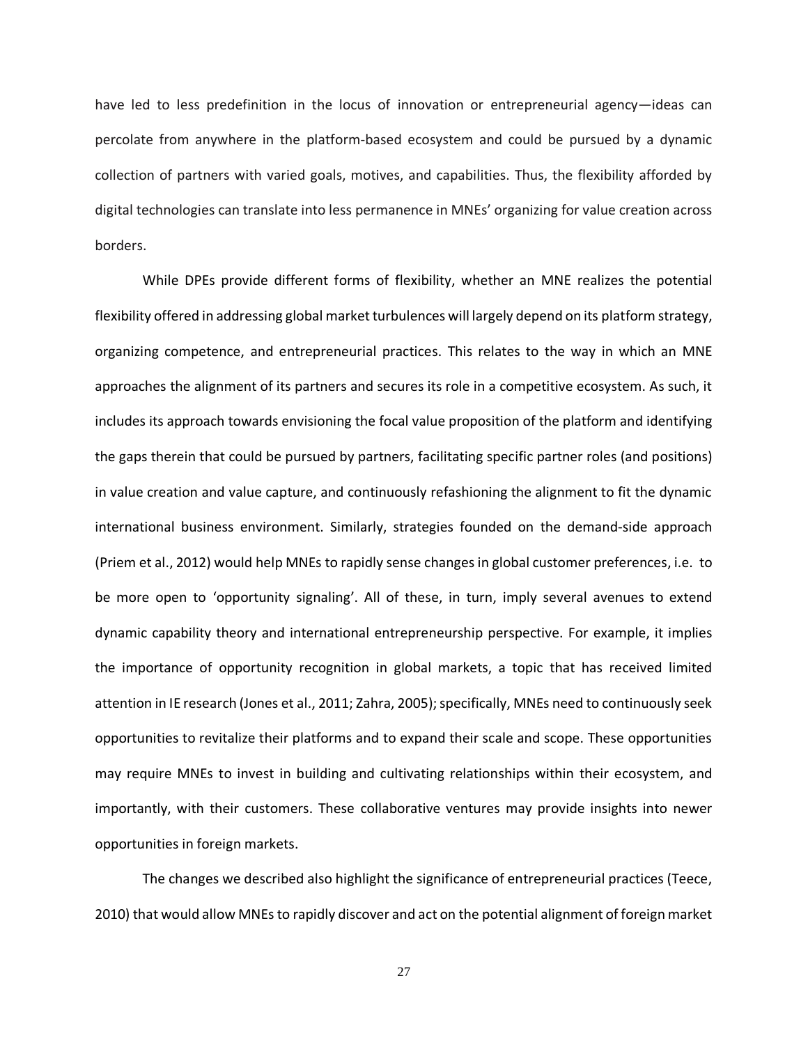have led to less predefinition in the locus of innovation or entrepreneurial agency—ideas can percolate from anywhere in the platform-based ecosystem and could be pursued by a dynamic collection of partners with varied goals, motives, and capabilities. Thus, the flexibility afforded by digital technologies can translate into less permanence in MNEs' organizing for value creation across borders.

While DPEs provide different forms of flexibility, whether an MNE realizes the potential flexibility offered in addressing global market turbulences will largely depend on its platform strategy, organizing competence, and entrepreneurial practices. This relates to the way in which an MNE approaches the alignment of its partners and secures its role in a competitive ecosystem. As such, it includes its approach towards envisioning the focal value proposition of the platform and identifying the gaps therein that could be pursued by partners, facilitating specific partner roles (and positions) in value creation and value capture, and continuously refashioning the alignment to fit the dynamic international business environment. Similarly, strategies founded on the demand-side approach (Priem et al., 2012) would help MNEs to rapidly sense changes in global customer preferences, i.e. to be more open to 'opportunity signaling'. All of these, in turn, imply several avenues to extend dynamic capability theory and international entrepreneurship perspective. For example, it implies the importance of opportunity recognition in global markets, a topic that has received limited attention in IE research (Jones et al., 2011; Zahra, 2005); specifically, MNEs need to continuously seek opportunities to revitalize their platforms and to expand their scale and scope. These opportunities may require MNEs to invest in building and cultivating relationships within their ecosystem, and importantly, with their customers. These collaborative ventures may provide insights into newer opportunities in foreign markets.

The changes we described also highlight the significance of entrepreneurial practices (Teece, 2010) that would allow MNEs to rapidly discover and act on the potential alignment of foreign market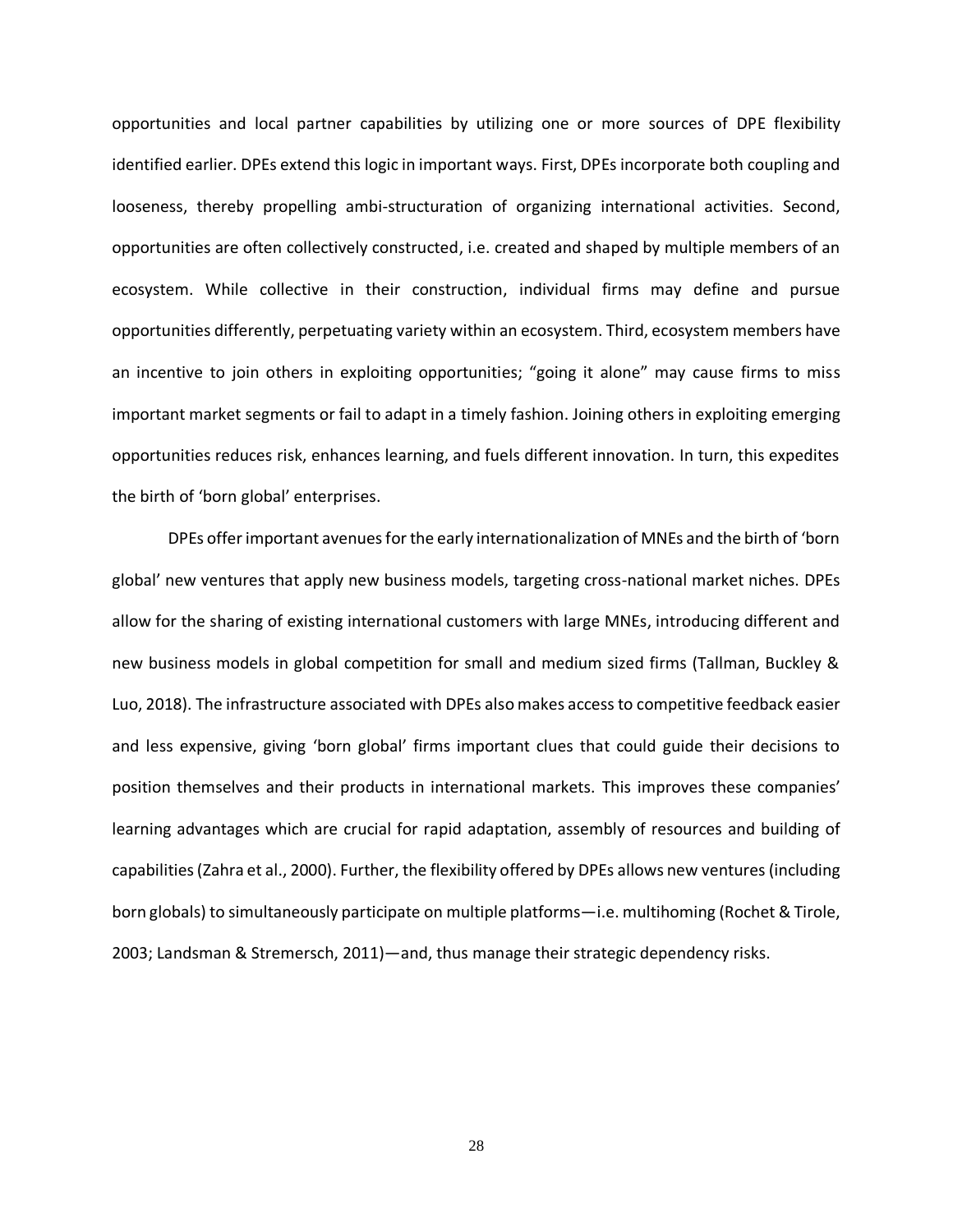opportunities and local partner capabilities by utilizing one or more sources of DPE flexibility identified earlier. DPEs extend this logic in important ways. First, DPEs incorporate both coupling and looseness, thereby propelling ambi-structuration of organizing international activities. Second, opportunities are often collectively constructed, i.e. created and shaped by multiple members of an ecosystem. While collective in their construction, individual firms may define and pursue opportunities differently, perpetuating variety within an ecosystem. Third, ecosystem members have an incentive to join others in exploiting opportunities; "going it alone" may cause firms to miss important market segments or fail to adapt in a timely fashion. Joining others in exploiting emerging opportunities reduces risk, enhances learning, and fuels different innovation. In turn, this expedites the birth of 'born global' enterprises.

DPEs offer important avenues for the early internationalization of MNEs and the birth of 'born global' new ventures that apply new business models, targeting cross-national market niches. DPEs allow for the sharing of existing international customers with large MNEs, introducing different and new business models in global competition for small and medium sized firms (Tallman, Buckley & Luo, 2018). The infrastructure associated with DPEs also makes access to competitive feedback easier and less expensive, giving 'born global' firms important clues that could guide their decisions to position themselves and their products in international markets. This improves these companies' learning advantages which are crucial for rapid adaptation, assembly of resources and building of capabilities (Zahra et al., 2000). Further, the flexibility offered by DPEs allows new ventures (including born globals) to simultaneously participate on multiple platforms—i.e. multihoming (Rochet & Tirole, 2003; Landsman & Stremersch, 2011)—and, thus manage their strategic dependency risks.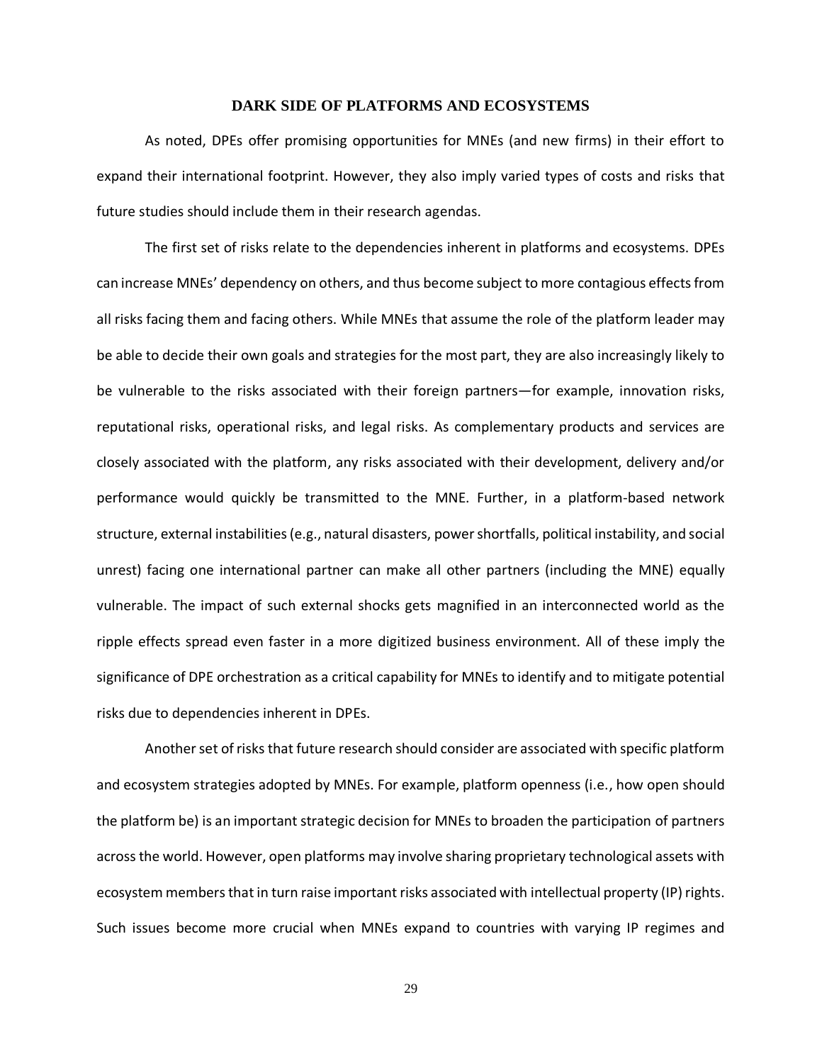## DARK SIDE OF PLATFORMS AND ECOSYSTEMS

As noted, DPEs offer promising opportunities for MNEs (and new firms) in their effort to expand their international footprint. However, they also imply varied types of costs and risks that future studies should include them in their research agendas.

The first set of risks relate to the dependencies inherent in platforms and ecosystems. DPEs can increase MNEs' dependency on others, and thus become subject to more contagious effects from all risks facing them and facing others. While MNEs that assume the role of the platform leader may be able to decide their own goals and strategies for the most part, they are also increasingly likely to be vulnerable to the risks associated with their foreign partners—for example, innovation risks, reputational risks, operational risks, and legal risks. As complementary products and services are closely associated with the platform, any risks associated with their development, delivery and/or performance would quickly be transmitted to the MNE. Further, in a platform-based network structure, external instabilities (e.g., natural disasters, power shortfalls, political instability, and social unrest) facing one international partner can make all other partners (including the MNE) equally vulnerable. The impact of such external shocks gets magnified in an interconnected world as the ripple effects spread even faster in a more digitized business environment. All of these imply the significance of DPE orchestration as a critical capability for MNEs to identify and to mitigate potential risks due to dependencies inherent in DPEs.

Another set of risks that future research should consider are associated with specific platform and ecosystem strategies adopted by MNEs. For example, platform openness (i.e., how open should the platform be) is an important strategic decision for MNEs to broaden the participation of partners across the world. However, open platforms may involve sharing proprietary technological assets with ecosystem members that in turn raise important risks associated with intellectual property (IP) rights. Such issues become more crucial when MNEs expand to countries with varying IP regimes and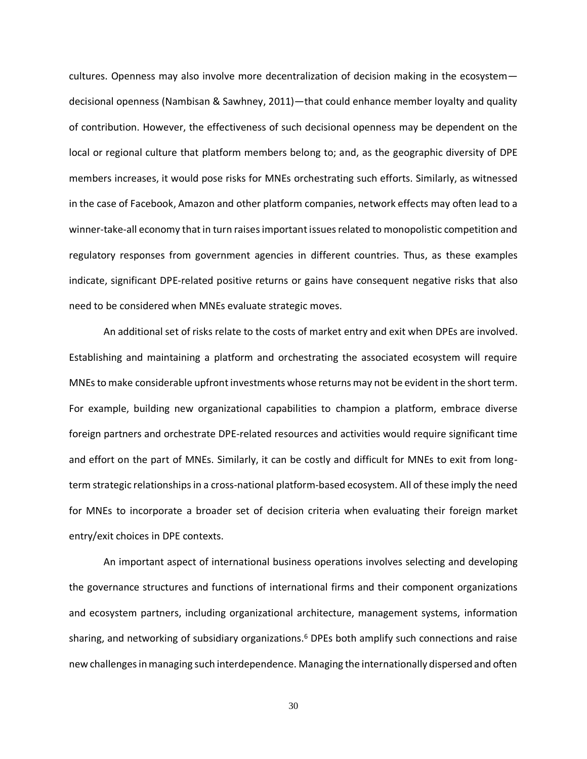cultures. Openness may also involve more decentralization of decision making in the ecosystem—decisional openness (Nambisan & Sawhney, 2011)—that could enhance member loyalty and quality of contribution. However, the effectiveness of such decisional openness may be dependent on the local or regional culture that platform members belong to; and, as the geographic diversity of DPE members increases, it would pose risks for MNEs orchestrating such efforts. Similarly, as witnessed in the case of Facebook, Amazon and other platform companies, network effects may often lead to a winner-take-all economy that in turn raises important issues related to monopolistic competition and regulatory responses from government agencies in different countries. Thus, as these examples indicate, significant DPE-related positive returns or gains have consequent negative risks that also need to be considered when MNEs evaluate strategic moves.

An additional set of risks relate to the costs of market entry and exit when DPEs are involved. Establishing and maintaining a platform and orchestrating the associated ecosystem will require MNEs to make considerable upfront investments whose returns may not be evident in the short term. For example, building new organizational capabilities to champion a platform, embrace diverse foreign partners and orchestrate DPE-related resources and activities would require significant time and effort on the part of MNEs. Similarly, it can be costly and difficult for MNEs to exit from long-term strategic relationships in a cross-national platform-based ecosystem. All of these imply the need for MNEs to incorporate a broader set of decision criteria when evaluating their foreign market entry/exit choices in DPE contexts.

An important aspect of international business operations involves selecting and developing the governance structures and functions of international firms and their component organizations and ecosystem partners, including organizational architecture, management systems, information sharing, and networking of subsidiary organizations.[6] DPEs both amplify such connections and raise new challenges in managing such interdependence. Managing the internationally dispersed and often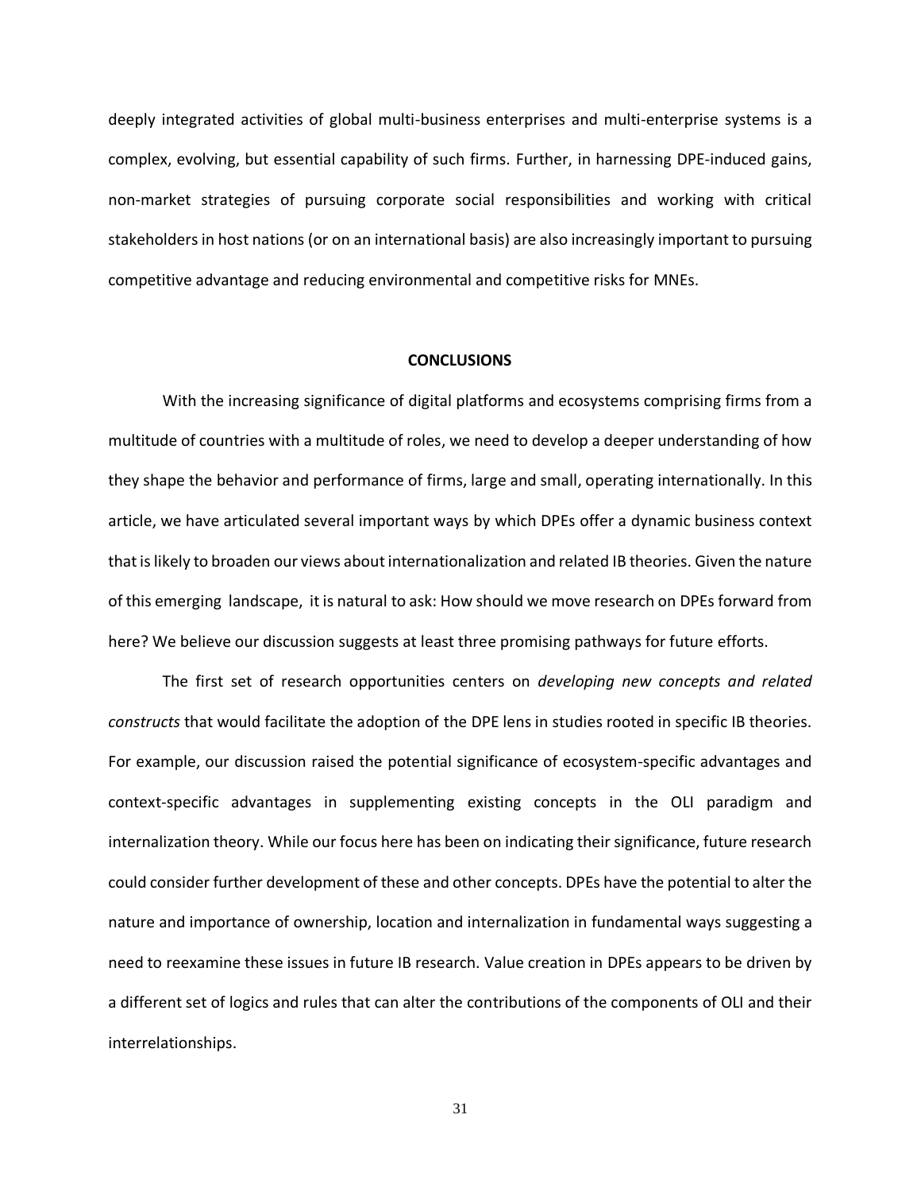deeply integrated activities of global multi-business enterprises and multi-enterprise systems is a complex, evolving, but essential capability of such firms. Further, in harnessing DPE-induced gains, non-market strategies of pursuing corporate social responsibilities and working with critical stakeholders in host nations (or on an international basis) are also increasingly important to pursuing competitive advantage and reducing environmental and competitive risks for MNEs.

## CONCLUSIONS

With the increasing significance of digital platforms and ecosystems comprising firms from a multitude of countries with a multitude of roles, we need to develop a deeper understanding of how they shape the behavior and performance of firms, large and small, operating internationally. In this article, we have articulated several important ways by which DPEs offer a dynamic business context that is likely to broaden our views about internationalization and related IB theories. Given the nature of this emerging landscape, it is natural to ask: How should we move research on DPEs forward from here? We believe our discussion suggests at least three promising pathways for future efforts.

The first set of research opportunities centers on *developing new concepts and related constructs* that would facilitate the adoption of the DPE lens in studies rooted in specific IB theories. For example, our discussion raised the potential significance of ecosystem-specific advantages and context-specific advantages in supplementing existing concepts in the OLI paradigm and internalization theory. While our focus here has been on indicating their significance, future research could consider further development of these and other concepts. DPEs have the potential to alter the nature and importance of ownership, location and internalization in fundamental ways suggesting a need to reexamine these issues in future IB research. Value creation in DPEs appears to be driven by a different set of logics and rules that can alter the contributions of the components of OLI and their interrelationships.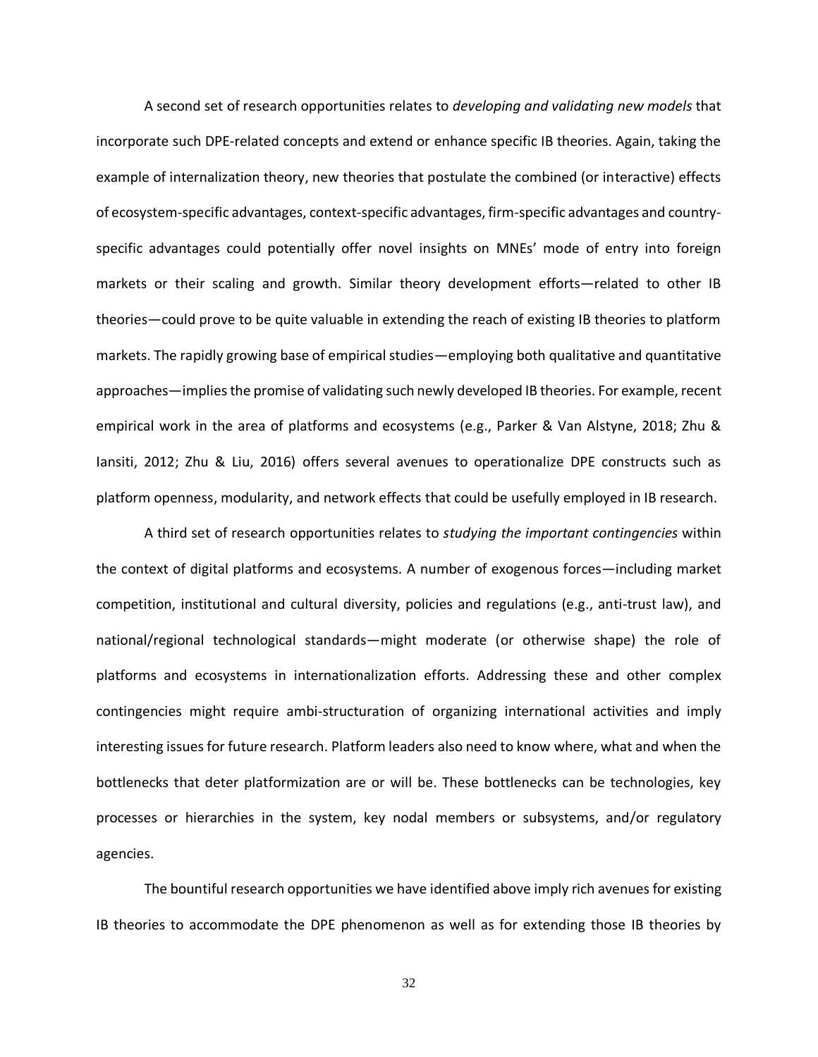A second set of research opportunities relates to *developing and validating new models* that incorporate such DPE-related concepts and extend or enhance specific IB theories. Again, taking the example of internalization theory, new theories that postulate the combined (or interactive) effects of ecosystem-specific advantages, context-specific advantages, firm-specific advantages and country-specific advantages could potentially offer novel insights on MNEs' mode of entry into foreign markets or their scaling and growth. Similar theory development efforts—related to other IB theories—could prove to be quite valuable in extending the reach of existing IB theories to platform markets. The rapidly growing base of empirical studies—employing both qualitative and quantitative approaches—implies the promise of validating such newly developed IB theories. For example, recent empirical work in the area of platforms and ecosystems (e.g., Parker & Van Alstyne, 2018; Zhu & Iansiti, 2012; Zhu & Liu, 2016) offers several avenues to operationalize DPE constructs such as platform openness, modularity, and network effects that could be usefully employed in IB research.

A third set of research opportunities relates to *studying the important contingencies* within the context of digital platforms and ecosystems. A number of exogenous forces—including market competition, institutional and cultural diversity, policies and regulations (e.g., anti-trust law), and national/regional technological standards—might moderate (or otherwise shape) the role of platforms and ecosystems in internationalization efforts. Addressing these and other complex contingencies might require ambi-structuration of organizing international activities and imply interesting issues for future research. Platform leaders also need to know where, what and when the bottlenecks that deter platformization are or will be. These bottlenecks can be technologies, key processes or hierarchies in the system, key nodal members or subsystems, and/or regulatory agencies.

The bountiful research opportunities we have identified above imply rich avenues for existing IB theories to accommodate the DPE phenomenon as well as for extending those IB theories by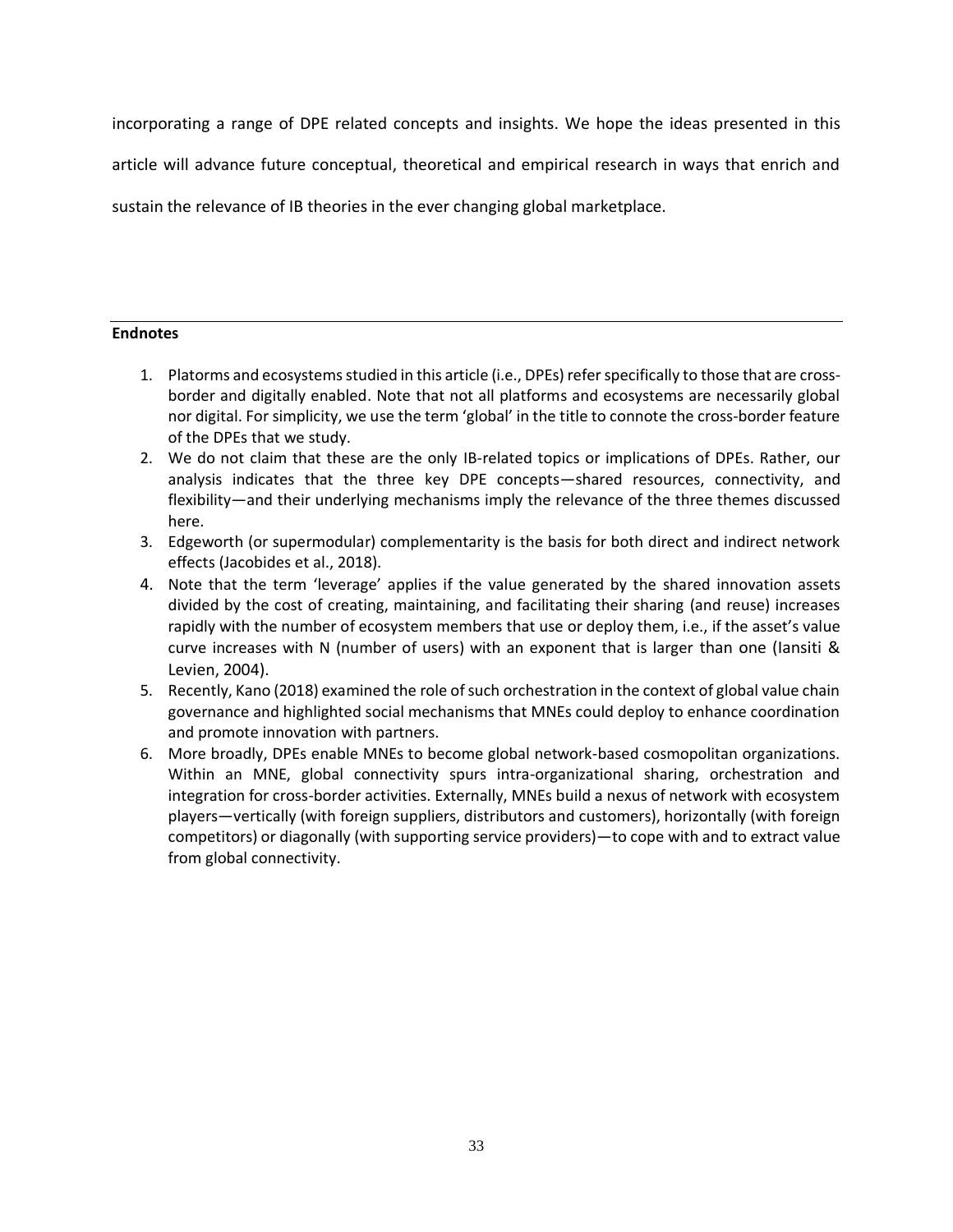incorporating a range of DPE related concepts and insights. We hope the ideas presented in this article will advance future conceptual, theoretical and empirical research in ways that enrich and sustain the relevance of IB theories in the ever changing global marketplace.

---

**Endnotes**

1. Platorms and ecosystems studied in this article (i.e., DPEs) refer specifically to those that are cross-border and digitally enabled. Note that not all platforms and ecosystems are necessarily global nor digital. For simplicity, we use the term 'global' in the title to connote the cross-border feature of the DPEs that we study.
2. We do not claim that these are the only IB-related topics or implications of DPEs. Rather, our analysis indicates that the three key DPE concepts—shared resources, connectivity, and flexibility—and their underlying mechanisms imply the relevance of the three themes discussed here.
3. Edgeworth (or supermodular) complementarity is the basis for both direct and indirect network effects (Jacobides et al., 2018).
4. Note that the term 'leverage' applies if the value generated by the shared innovation assets divided by the cost of creating, maintaining, and facilitating their sharing (and reuse) increases rapidly with the number of ecosystem members that use or deploy them, i.e., if the asset's value curve increases with N (number of users) with an exponent that is larger than one (Iansiti & Levien, 2004).
5. Recently, Kano (2018) examined the role of such orchestration in the context of global value chain governance and highlighted social mechanisms that MNEs could deploy to enhance coordination and promote innovation with partners.
6. More broadly, DPEs enable MNEs to become global network-based cosmopolitan organizations. Within an MNE, global connectivity spurs intra-organizational sharing, orchestration and integration for cross-border activities. Externally, MNEs build a nexus of network with ecosystem players—vertically (with foreign suppliers, distributors and customers), horizontally (with foreign competitors) or diagonally (with supporting service providers)—to cope with and to extract value from global connectivity.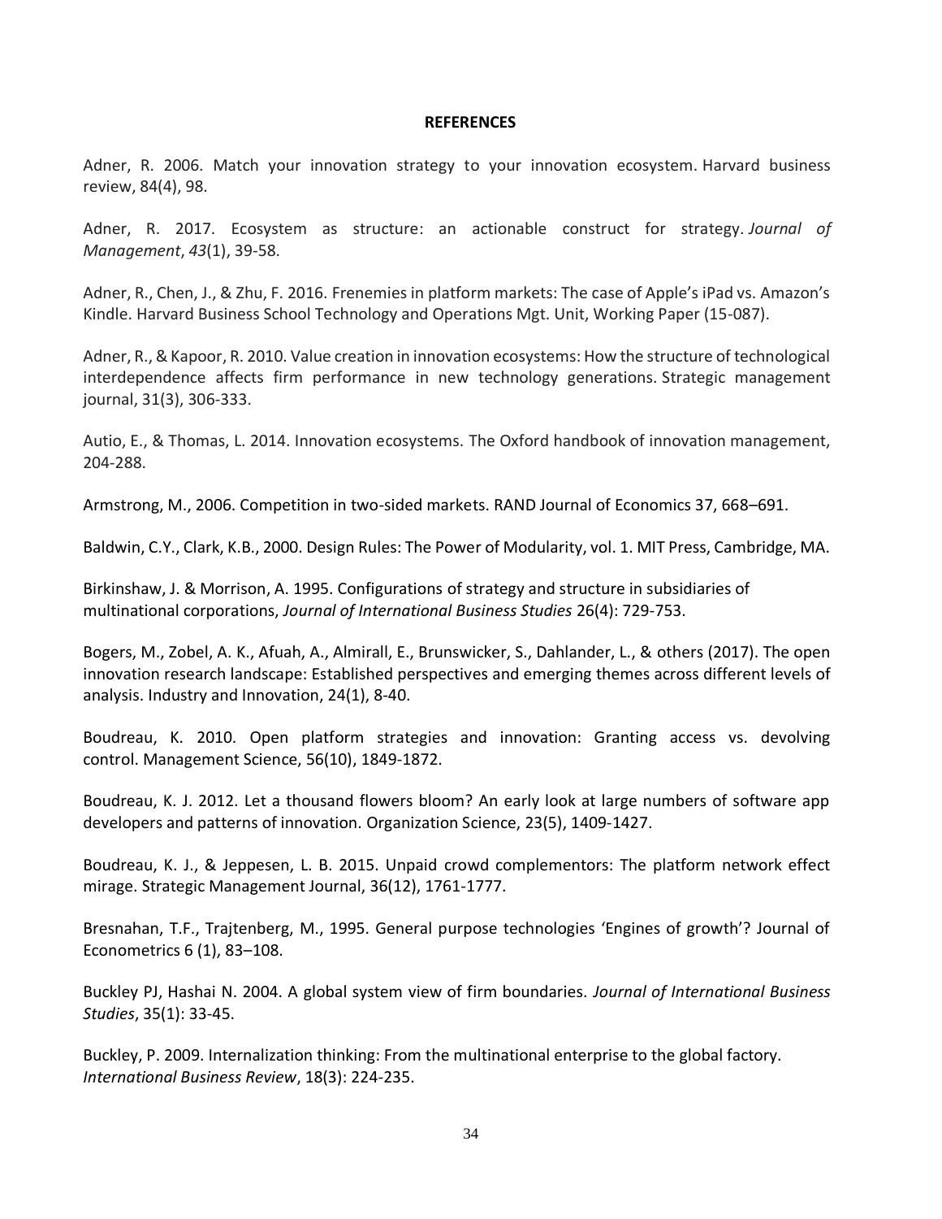**REFERENCES**

Adner, R. 2006. Match your innovation strategy to your innovation ecosystem. Harvard business review, 84(4), 98.

Adner, R. 2017. Ecosystem as structure: an actionable construct for strategy. *Journal of Management*, *43*(1), 39-58.

Adner, R., Chen, J., & Zhu, F. 2016. Frenemies in platform markets: The case of Apple's iPad vs. Amazon's Kindle. Harvard Business School Technology and Operations Mgt. Unit, Working Paper (15-087).

Adner, R., & Kapoor, R. 2010. Value creation in innovation ecosystems: How the structure of technological interdependence affects firm performance in new technology generations. Strategic management journal, 31(3), 306-333.

Autio, E., & Thomas, L. 2014. Innovation ecosystems. The Oxford handbook of innovation management, 204-288.

Armstrong, M., 2006. Competition in two-sided markets. RAND Journal of Economics 37, 668–691.

Baldwin, C.Y., Clark, K.B., 2000. Design Rules: The Power of Modularity, vol. 1. MIT Press, Cambridge, MA.

Birkinshaw, J. & Morrison, A. 1995. Configurations of strategy and structure in subsidiaries of multinational corporations, *Journal of International Business Studies* 26(4): 729-753.

Bogers, M., Zobel, A. K., Afuah, A., Almirall, E., Brunswicker, S., Dahlander, L., & others (2017). The open innovation research landscape: Established perspectives and emerging themes across different levels of analysis. Industry and Innovation, 24(1), 8-40.

Boudreau, K. 2010. Open platform strategies and innovation: Granting access vs. devolving control. Management Science, 56(10), 1849-1872.

Boudreau, K. J. 2012. Let a thousand flowers bloom? An early look at large numbers of software app developers and patterns of innovation. Organization Science, 23(5), 1409-1427.

Boudreau, K. J., & Jeppesen, L. B. 2015. Unpaid crowd complementors: The platform network effect mirage. Strategic Management Journal, 36(12), 1761-1777.

Bresnahan, T.F., Trajtenberg, M., 1995. General purpose technologies 'Engines of growth'? Journal of Econometrics 6 (1), 83–108.

Buckley PJ, Hashai N. 2004. A global system view of firm boundaries. *Journal of International Business Studies*, 35(1): 33-45.

Buckley, P. 2009. Internalization thinking: From the multinational enterprise to the global factory. *International Business Review*, 18(3): 224-235.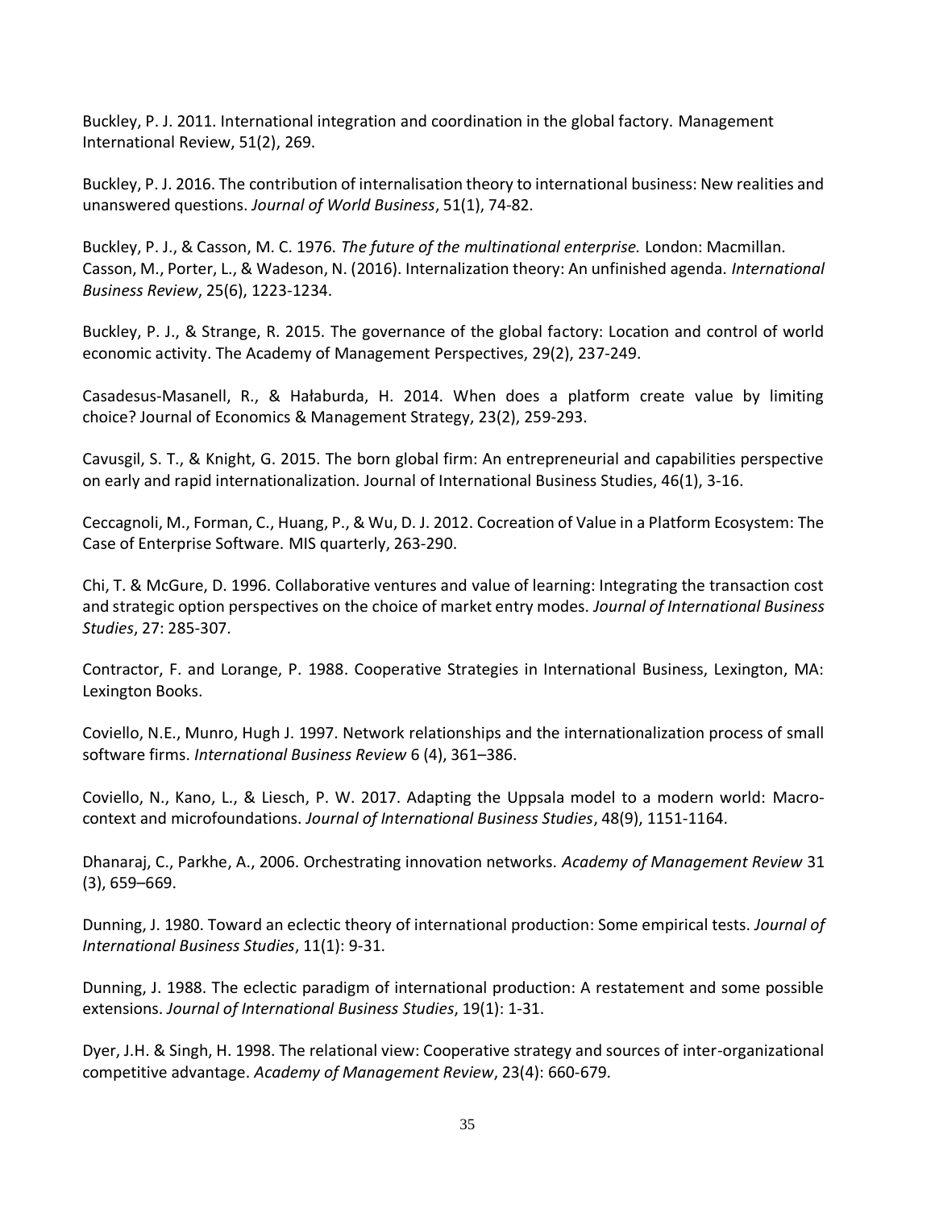Buckley, P. J. 2011. International integration and coordination in the global factory. Management International Review, 51(2), 269.

Buckley, P. J. 2016. The contribution of internalisation theory to international business: New realities and unanswered questions. *Journal of World Business*, 51(1), 74-82.

Buckley, P. J., & Casson, M. C. 1976. *The future of the multinational enterprise.* London: Macmillan.
Casson, M., Porter, L., & Wadeson, N. (2016). Internalization theory: An unfinished agenda. *International Business Review*, 25(6), 1223-1234.

Buckley, P. J., & Strange, R. 2015. The governance of the global factory: Location and control of world economic activity. The Academy of Management Perspectives, 29(2), 237-249.

Casadesus-Masanell, R., & Hałaburda, H. 2014. When does a platform create value by limiting choice? Journal of Economics & Management Strategy, 23(2), 259-293.

Cavusgil, S. T., & Knight, G. 2015. The born global firm: An entrepreneurial and capabilities perspective on early and rapid internationalization. Journal of International Business Studies, 46(1), 3-16.

Ceccagnoli, M., Forman, C., Huang, P., & Wu, D. J. 2012. Cocreation of Value in a Platform Ecosystem: The Case of Enterprise Software. MIS quarterly, 263-290.

Chi, T. & McGure, D. 1996. Collaborative ventures and value of learning: Integrating the transaction cost and strategic option perspectives on the choice of market entry modes. *Journal of International Business Studies*, 27: 285-307.

Contractor, F. and Lorange, P. 1988. Cooperative Strategies in International Business, Lexington, MA: Lexington Books.

Coviello, N.E., Munro, Hugh J. 1997. Network relationships and the internationalization process of small software firms. *International Business Review* 6 (4), 361–386.

Coviello, N., Kano, L., & Liesch, P. W. 2017. Adapting the Uppsala model to a modern world: Macro-context and microfoundations. *Journal of International Business Studies*, 48(9), 1151-1164.

Dhanaraj, C., Parkhe, A., 2006. Orchestrating innovation networks. *Academy of Management Review* 31 (3), 659–669.

Dunning, J. 1980. Toward an eclectic theory of international production: Some empirical tests. *Journal of International Business Studies*, 11(1): 9-31.

Dunning, J. 1988. The eclectic paradigm of international production: A restatement and some possible extensions. *Journal of International Business Studies*, 19(1): 1-31.

Dyer, J.H. & Singh, H. 1998. The relational view: Cooperative strategy and sources of inter-organizational competitive advantage. *Academy of Management Review*, 23(4): 660-679.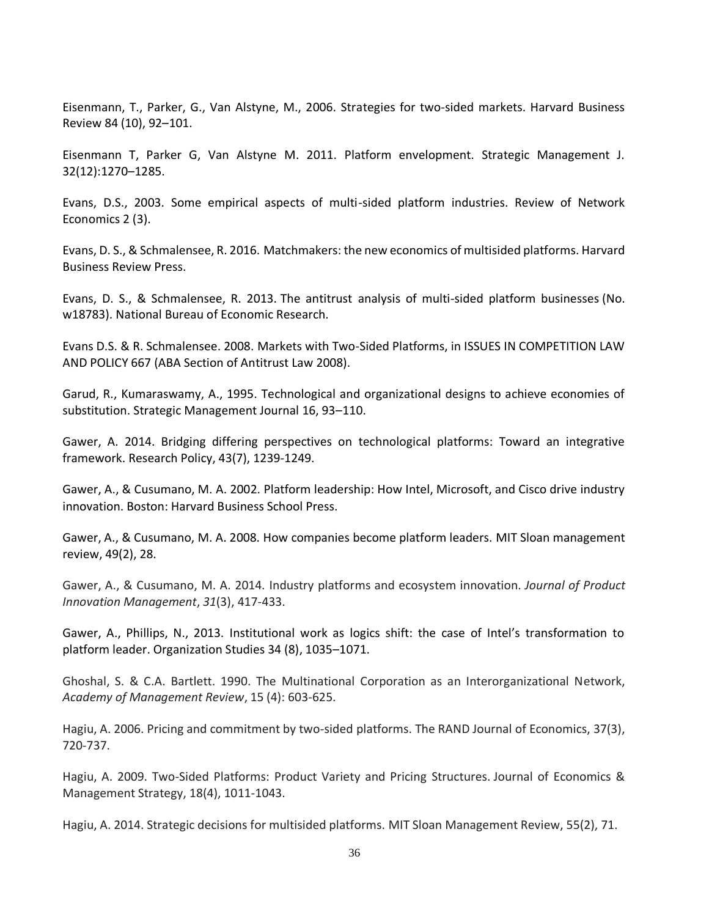Eisenmann, T., Parker, G., Van Alstyne, M., 2006. Strategies for two-sided markets. Harvard Business Review 84 (10), 92–101.

Eisenmann T, Parker G, Van Alstyne M. 2011. Platform envelopment. Strategic Management J. 32(12):1270–1285.

Evans, D.S., 2003. Some empirical aspects of multi-sided platform industries. Review of Network Economics 2 (3).

Evans, D. S., & Schmalensee, R. 2016. Matchmakers: the new economics of multisided platforms. Harvard Business Review Press.

Evans, D. S., & Schmalensee, R. 2013. The antitrust analysis of multi-sided platform businesses (No. w18783). National Bureau of Economic Research.

Evans D.S. & R. Schmalensee. 2008. Markets with Two-Sided Platforms, in ISSUES IN COMPETITION LAW AND POLICY 667 (ABA Section of Antitrust Law 2008).

Garud, R., Kumaraswamy, A., 1995. Technological and organizational designs to achieve economies of substitution. Strategic Management Journal 16, 93–110.

Gawer, A. 2014. Bridging differing perspectives on technological platforms: Toward an integrative framework. Research Policy, 43(7), 1239-1249.

Gawer, A., & Cusumano, M. A. 2002. Platform leadership: How Intel, Microsoft, and Cisco drive industry innovation. Boston: Harvard Business School Press.

Gawer, A., & Cusumano, M. A. 2008. How companies become platform leaders. MIT Sloan management review, 49(2), 28.

Gawer, A., & Cusumano, M. A. 2014. Industry platforms and ecosystem innovation. *Journal of Product Innovation Management*, *31*(3), 417-433.

Gawer, A., Phillips, N., 2013. Institutional work as logics shift: the case of Intel's transformation to platform leader. Organization Studies 34 (8), 1035–1071.

Ghoshal, S. & C.A. Bartlett. 1990. The Multinational Corporation as an Interorganizational Network, *Academy of Management Review*, 15 (4): 603-625.

Hagiu, A. 2006. Pricing and commitment by two-sided platforms. The RAND Journal of Economics, 37(3), 720-737.

Hagiu, A. 2009. Two-Sided Platforms: Product Variety and Pricing Structures. Journal of Economics & Management Strategy, 18(4), 1011-1043.

Hagiu, A. 2014. Strategic decisions for multisided platforms. MIT Sloan Management Review, 55(2), 71.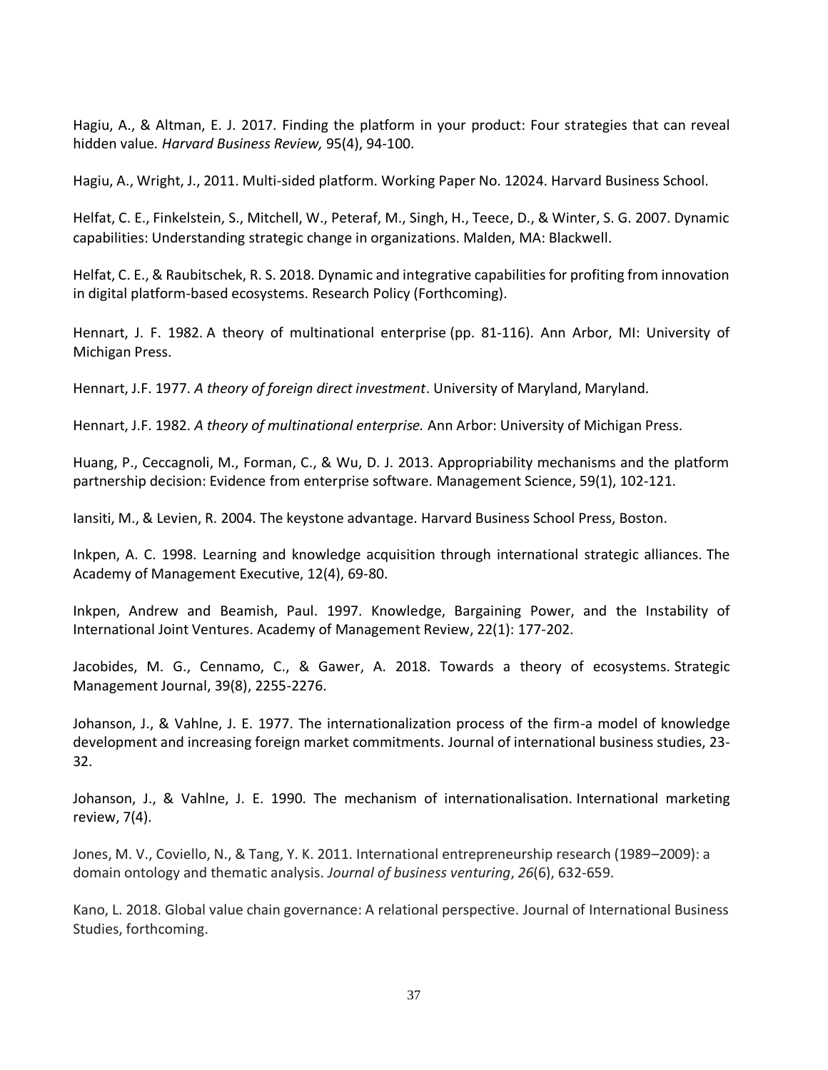Hagiu, A., & Altman, E. J. 2017. Finding the platform in your product: Four strategies that can reveal hidden value. *Harvard Business Review,* 95(4), 94-100.

Hagiu, A., Wright, J., 2011. Multi-sided platform. Working Paper No. 12024. Harvard Business School.

Helfat, C. E., Finkelstein, S., Mitchell, W., Peteraf, M., Singh, H., Teece, D., & Winter, S. G. 2007. Dynamic capabilities: Understanding strategic change in organizations. Malden, MA: Blackwell.

Helfat, C. E., & Raubitschek, R. S. 2018. Dynamic and integrative capabilities for profiting from innovation in digital platform-based ecosystems. Research Policy (Forthcoming).

Hennart, J. F. 1982. A theory of multinational enterprise (pp. 81-116). Ann Arbor, MI: University of Michigan Press.

Hennart, J.F. 1977. *A theory of foreign direct investment*. University of Maryland, Maryland.

Hennart, J.F. 1982. *A theory of multinational enterprise.* Ann Arbor: University of Michigan Press.

Huang, P., Ceccagnoli, M., Forman, C., & Wu, D. J. 2013. Appropriability mechanisms and the platform partnership decision: Evidence from enterprise software. Management Science, 59(1), 102-121.

Iansiti, M., & Levien, R. 2004. The keystone advantage. Harvard Business School Press, Boston.

Inkpen, A. C. 1998. Learning and knowledge acquisition through international strategic alliances. The Academy of Management Executive, 12(4), 69-80.

Inkpen, Andrew and Beamish, Paul. 1997. Knowledge, Bargaining Power, and the Instability of International Joint Ventures. Academy of Management Review, 22(1): 177-202.

Jacobides, M. G., Cennamo, C., & Gawer, A. 2018. Towards a theory of ecosystems. Strategic Management Journal, 39(8), 2255-2276.

Johanson, J., & Vahlne, J. E. 1977. The internationalization process of the firm-a model of knowledge development and increasing foreign market commitments. Journal of international business studies, 23-32.

Johanson, J., & Vahlne, J. E. 1990. The mechanism of internationalisation. International marketing review, 7(4).

Jones, M. V., Coviello, N., & Tang, Y. K. 2011. International entrepreneurship research (1989–2009): a domain ontology and thematic analysis. *Journal of business venturing*, *26*(6), 632-659.

Kano, L. 2018. Global value chain governance: A relational perspective. Journal of International Business Studies, forthcoming.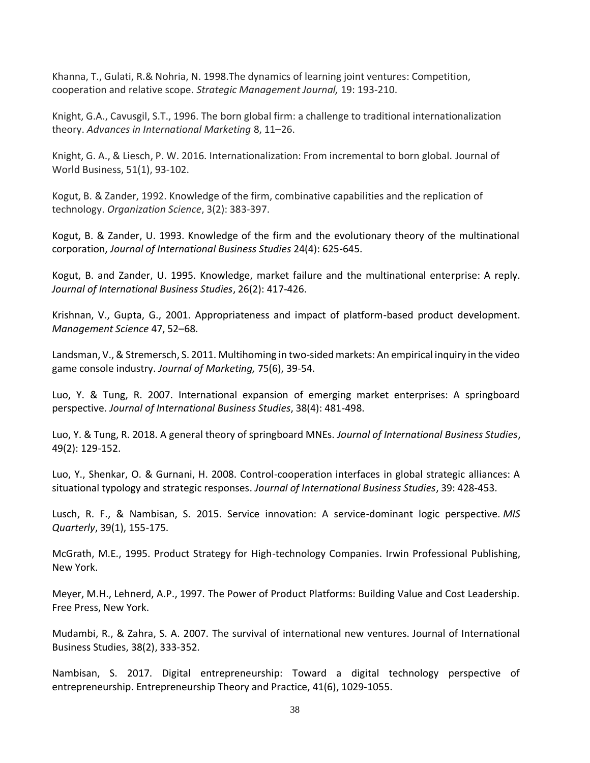Khanna, T., Gulati, R.& Nohria, N. 1998.The dynamics of learning joint ventures: Competition, cooperation and relative scope. *Strategic Management Journal,* 19: 193-210.

Knight, G.A., Cavusgil, S.T., 1996. The born global firm: a challenge to traditional internationalization theory. *Advances in International Marketing* 8, 11–26.

Knight, G. A., & Liesch, P. W. 2016. Internationalization: From incremental to born global. Journal of World Business, 51(1), 93-102.

Kogut, B. & Zander, 1992. Knowledge of the firm, combinative capabilities and the replication of technology. *Organization Science*, 3(2): 383-397.

Kogut, B. & Zander, U. 1993. Knowledge of the firm and the evolutionary theory of the multinational corporation, *Journal of International Business Studies* 24(4): 625-645.

Kogut, B. and Zander, U. 1995. Knowledge, market failure and the multinational enterprise: A reply. *Journal of International Business Studies*, 26(2): 417-426.

Krishnan, V., Gupta, G., 2001. Appropriateness and impact of platform-based product development. *Management Science* 47, 52–68.

Landsman, V., & Stremersch, S. 2011. Multihoming in two-sided markets: An empirical inquiry in the video game console industry. *Journal of Marketing,* 75(6), 39-54.

Luo, Y. & Tung, R. 2007. International expansion of emerging market enterprises: A springboard perspective. *Journal of International Business Studies*, 38(4): 481-498.

Luo, Y. & Tung, R. 2018. A general theory of springboard MNEs. *Journal of International Business Studies*, 49(2): 129-152.

Luo, Y., Shenkar, O. & Gurnani, H. 2008. Control-cooperation interfaces in global strategic alliances: A situational typology and strategic responses. *Journal of International Business Studies*, 39: 428-453.

Lusch, R. F., & Nambisan, S. 2015. Service innovation: A service-dominant logic perspective. *MIS Quarterly*, 39(1), 155-175.

McGrath, M.E., 1995. Product Strategy for High-technology Companies. Irwin Professional Publishing, New York.

Meyer, M.H., Lehnerd, A.P., 1997. The Power of Product Platforms: Building Value and Cost Leadership. Free Press, New York.

Mudambi, R., & Zahra, S. A. 2007. The survival of international new ventures. Journal of International Business Studies, 38(2), 333-352.

Nambisan, S. 2017. Digital entrepreneurship: Toward a digital technology perspective of entrepreneurship. Entrepreneurship Theory and Practice, 41(6), 1029-1055.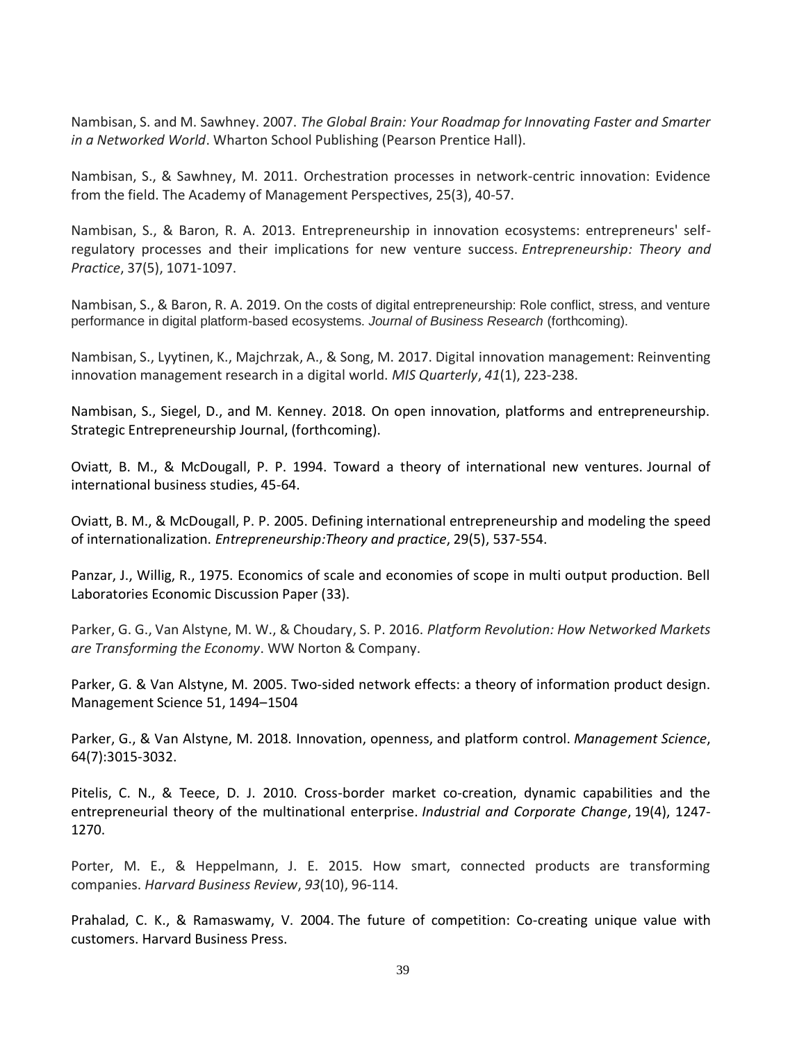Nambisan, S. and M. Sawhney. 2007. *The Global Brain: Your Roadmap for Innovating Faster and Smarter in a Networked World*. Wharton School Publishing (Pearson Prentice Hall).

Nambisan, S., & Sawhney, M. 2011. Orchestration processes in network-centric innovation: Evidence from the field. The Academy of Management Perspectives, 25(3), 40-57.

Nambisan, S., & Baron, R. A. 2013. Entrepreneurship in innovation ecosystems: entrepreneurs' self-regulatory processes and their implications for new venture success. *Entrepreneurship: Theory and Practice*, 37(5), 1071-1097.

Nambisan, S., & Baron, R. A. 2019. On the costs of digital entrepreneurship: Role conflict, stress, and venture performance in digital platform-based ecosystems. *Journal of Business Research* (forthcoming).

Nambisan, S., Lyytinen, K., Majchrzak, A., & Song, M. 2017. Digital innovation management: Reinventing innovation management research in a digital world. *MIS Quarterly*, *41*(1), 223-238.

Nambisan, S., Siegel, D., and M. Kenney. 2018. On open innovation, platforms and entrepreneurship. Strategic Entrepreneurship Journal, (forthcoming).

Oviatt, B. M., & McDougall, P. P. 1994. Toward a theory of international new ventures. Journal of international business studies, 45-64.

Oviatt, B. M., & McDougall, P. P. 2005. Defining international entrepreneurship and modeling the speed of internationalization. *Entrepreneurship:Theory and practice*, 29(5), 537-554.

Panzar, J., Willig, R., 1975. Economics of scale and economies of scope in multi output production. Bell Laboratories Economic Discussion Paper (33).

Parker, G. G., Van Alstyne, M. W., & Choudary, S. P. 2016. *Platform Revolution: How Networked Markets are Transforming the Economy*. WW Norton & Company.

Parker, G. & Van Alstyne, M. 2005. Two-sided network effects: a theory of information product design. Management Science 51, 1494–1504

Parker, G., & Van Alstyne, M. 2018. Innovation, openness, and platform control. *Management Science*, 64(7):3015-3032.

Pitelis, C. N., & Teece, D. J. 2010. Cross-border market co-creation, dynamic capabilities and the entrepreneurial theory of the multinational enterprise. *Industrial and Corporate Change*, 19(4), 1247-1270.

Porter, M. E., & Heppelmann, J. E. 2015. How smart, connected products are transforming companies. *Harvard Business Review*, *93*(10), 96-114.

Prahalad, C. K., & Ramaswamy, V. 2004. The future of competition: Co-creating unique value with customers. Harvard Business Press.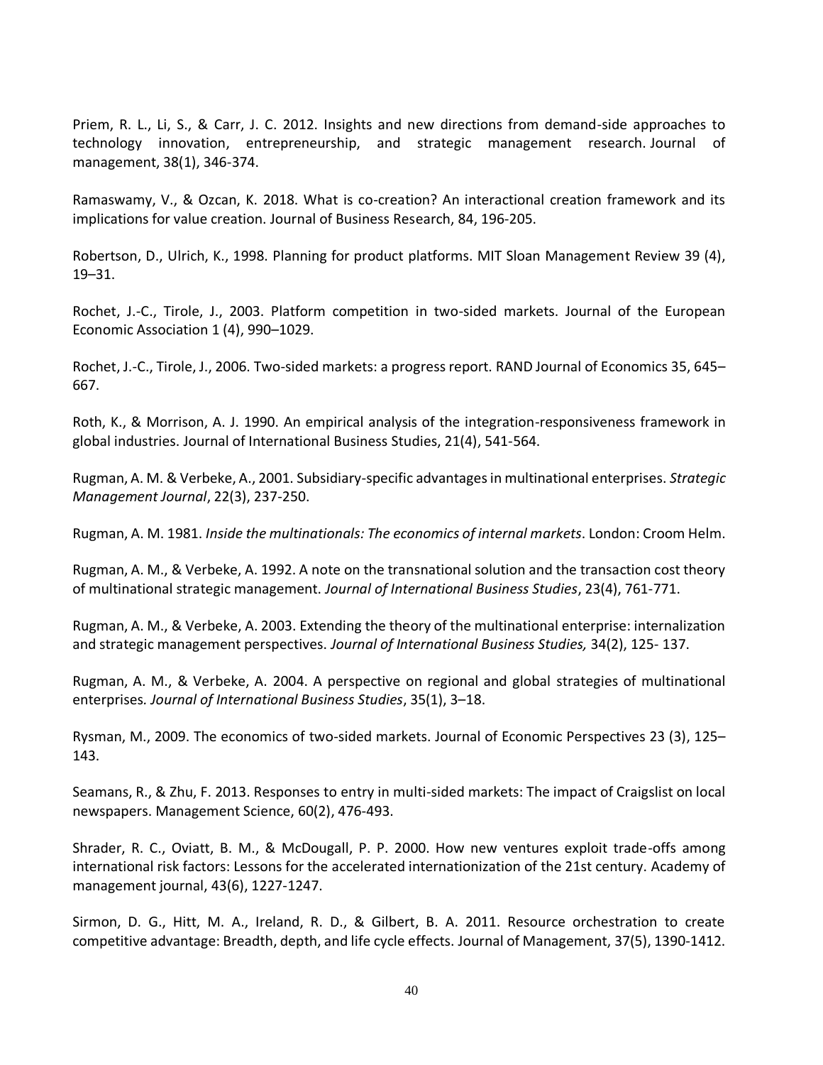Priem, R. L., Li, S., & Carr, J. C. 2012. Insights and new directions from demand-side approaches to technology innovation, entrepreneurship, and strategic management research. Journal of management, 38(1), 346-374.

Ramaswamy, V., & Ozcan, K. 2018. What is co-creation? An interactional creation framework and its implications for value creation. Journal of Business Research, 84, 196-205.

Robertson, D., Ulrich, K., 1998. Planning for product platforms. MIT Sloan Management Review 39 (4), 19–31.

Rochet, J.-C., Tirole, J., 2003. Platform competition in two-sided markets. Journal of the European Economic Association 1 (4), 990–1029.

Rochet, J.-C., Tirole, J., 2006. Two-sided markets: a progress report. RAND Journal of Economics 35, 645–667.

Roth, K., & Morrison, A. J. 1990. An empirical analysis of the integration-responsiveness framework in global industries. Journal of International Business Studies, 21(4), 541-564.

Rugman, A. M. & Verbeke, A., 2001. Subsidiary-specific advantages in multinational enterprises. *Strategic Management Journal*, 22(3), 237-250.

Rugman, A. M. 1981. *Inside the multinationals: The economics of internal markets*. London: Croom Helm.

Rugman, A. M., & Verbeke, A. 1992. A note on the transnational solution and the transaction cost theory of multinational strategic management. *Journal of International Business Studies*, 23(4), 761-771.

Rugman, A. M., & Verbeke, A. 2003. Extending the theory of the multinational enterprise: internalization and strategic management perspectives. *Journal of International Business Studies,* 34(2), 125- 137.

Rugman, A. M., & Verbeke, A. 2004. A perspective on regional and global strategies of multinational enterprises. *Journal of International Business Studies*, 35(1), 3–18.

Rysman, M., 2009. The economics of two-sided markets. Journal of Economic Perspectives 23 (3), 125–143.

Seamans, R., & Zhu, F. 2013. Responses to entry in multi-sided markets: The impact of Craigslist on local newspapers. Management Science, 60(2), 476-493.

Shrader, R. C., Oviatt, B. M., & McDougall, P. P. 2000. How new ventures exploit trade-offs among international risk factors: Lessons for the accelerated internationization of the 21st century. Academy of management journal, 43(6), 1227-1247.

Sirmon, D. G., Hitt, M. A., Ireland, R. D., & Gilbert, B. A. 2011. Resource orchestration to create competitive advantage: Breadth, depth, and life cycle effects. Journal of Management, 37(5), 1390-1412.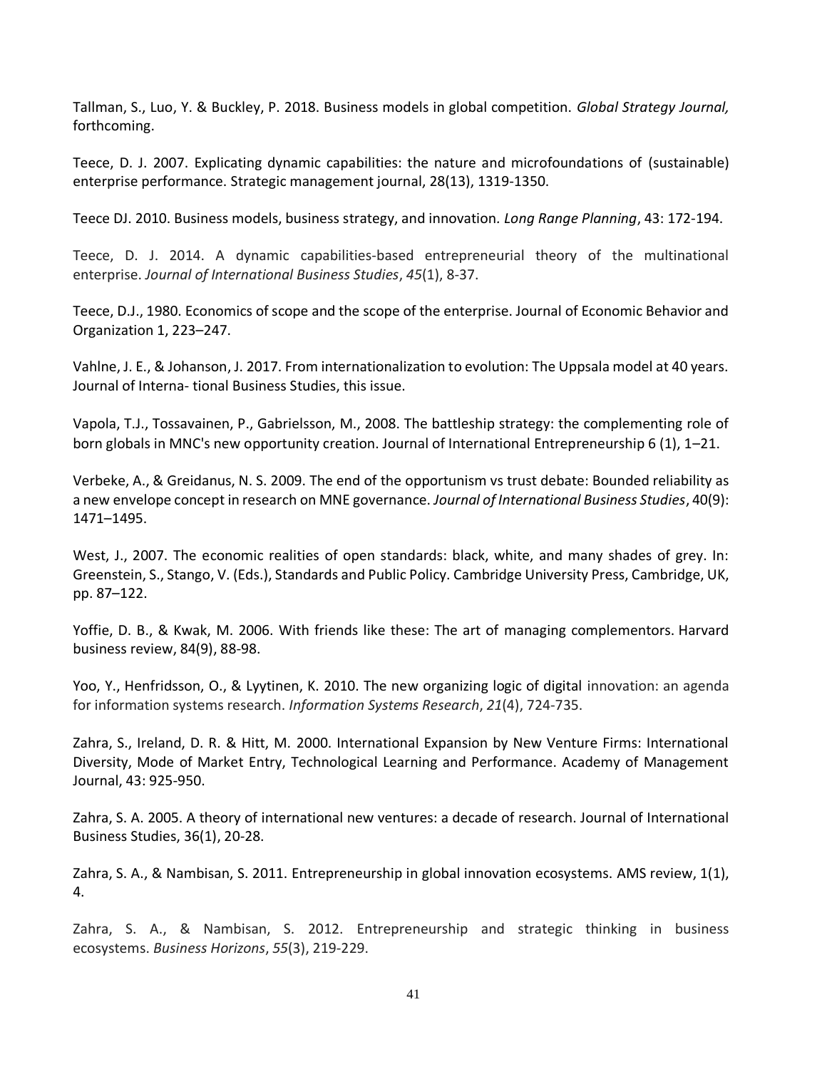Tallman, S., Luo, Y. & Buckley, P. 2018. Business models in global competition. *Global Strategy Journal,* forthcoming.

Teece, D. J. 2007. Explicating dynamic capabilities: the nature and microfoundations of (sustainable) enterprise performance. Strategic management journal, 28(13), 1319-1350.

Teece DJ. 2010. Business models, business strategy, and innovation*. Long Range Planning*, 43: 172-194.

Teece, D. J. 2014. A dynamic capabilities-based entrepreneurial theory of the multinational enterprise. *Journal of International Business Studies*, *45*(1), 8-37.

Teece, D.J., 1980. Economics of scope and the scope of the enterprise. Journal of Economic Behavior and Organization 1, 223–247.

Vahlne, J. E., & Johanson, J. 2017. From internationalization to evolution: The Uppsala model at 40 years. Journal of Interna- tional Business Studies, this issue.

Vapola, T.J., Tossavainen, P., Gabrielsson, M., 2008. The battleship strategy: the complementing role of born globals in MNC's new opportunity creation. Journal of International Entrepreneurship 6 (1), 1–21.

Verbeke, A., & Greidanus, N. S. 2009. The end of the opportunism vs trust debate: Bounded reliability as a new envelope concept in research on MNE governance. *Journal of International Business Studies*, 40(9): 1471–1495.

West, J., 2007. The economic realities of open standards: black, white, and many shades of grey. In: Greenstein, S., Stango, V. (Eds.), Standards and Public Policy. Cambridge University Press, Cambridge, UK, pp. 87–122.

Yoffie, D. B., & Kwak, M. 2006. With friends like these: The art of managing complementors. Harvard business review, 84(9), 88-98.

Yoo, Y., Henfridsson, O., & Lyytinen, K. 2010. The new organizing logic of digital innovation: an agenda for information systems research. *Information Systems Research*, *21*(4), 724-735.

Zahra, S., Ireland, D. R. & Hitt, M. 2000. International Expansion by New Venture Firms: International Diversity, Mode of Market Entry, Technological Learning and Performance. Academy of Management Journal, 43: 925-950.

Zahra, S. A. 2005. A theory of international new ventures: a decade of research. Journal of International Business Studies, 36(1), 20-28.

Zahra, S. A., & Nambisan, S. 2011. Entrepreneurship in global innovation ecosystems. AMS review, 1(1), 4.

Zahra, S. A., & Nambisan, S. 2012. Entrepreneurship and strategic thinking in business ecosystems. *Business Horizons*, *55*(3), 219-229.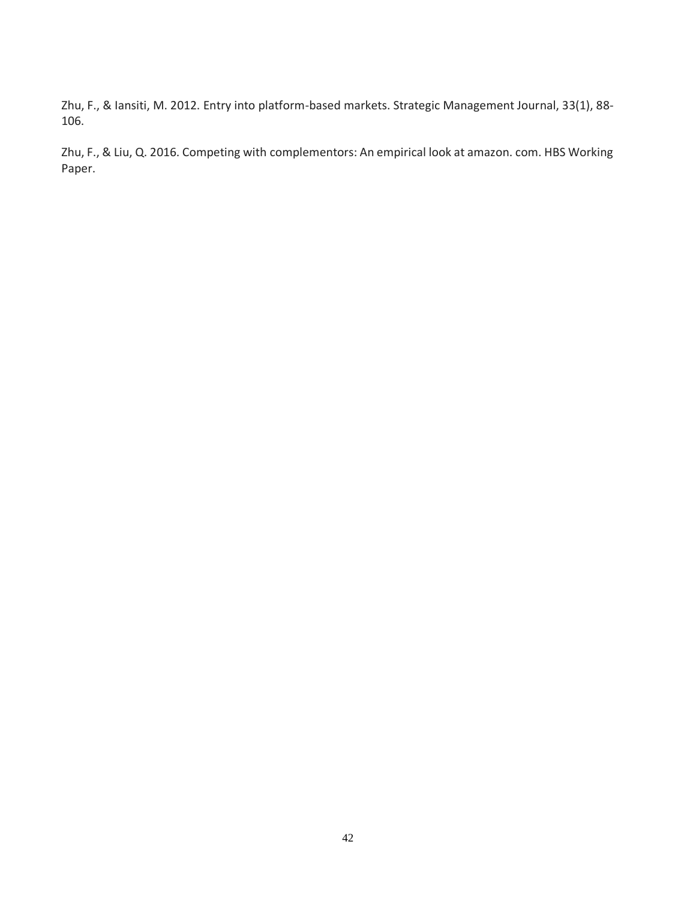Zhu, F., & Iansiti, M. 2012. Entry into platform-based markets. Strategic Management Journal, 33(1), 88-106.

Zhu, F., & Liu, Q. 2016. Competing with complementors: An empirical look at amazon. com. HBS Working Paper.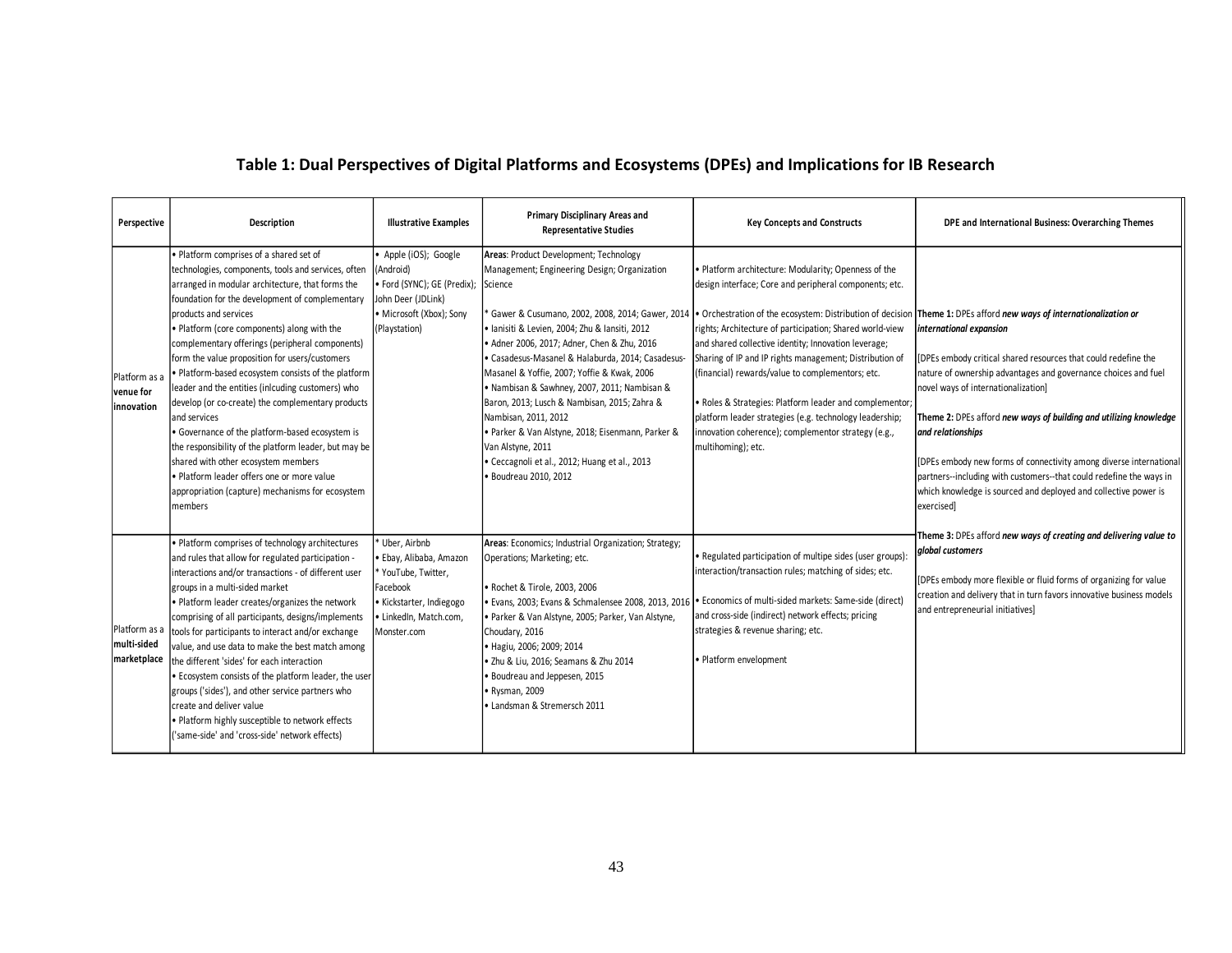## Table 1: Dual Perspectives of Digital Platforms and Ecosystems (DPEs) and Implications for IB Research

| Perspective | Description | Illustrative Examples | Primary Disciplinary Areas and Representative Studies | Key Concepts and Constructs | DPE and International Business: Overarching Themes |
|---|---|---|---|---|---|
| Platform as a venue for innovation | • Platform comprises of a shared set of technologies, components, tools and services, often arranged in modular architecture, that forms the foundation for the development of complementary products and services<br>• Platform (core components) along with the complementary offerings (peripheral components) form the value proposition for users/customers<br>• Platform-based ecosystem consists of the platform leader and the entities (inlcuding customers) who develop (or co-create) the complementary products and services<br>• Governance of the platform-based ecosystem is the responsibility of the platform leader, but may be shared with other ecosystem members<br>• Platform leader offers one or more value appropriation (capture) mechanisms for ecosystem members | • Apple (iOS); Google (Android)<br>• Ford (SYNC); GE (Predix); John Deer (JDLink)<br>• Microsoft (Xbox); Sony (Playstation) | **Areas**: Product Development; Technology Management; Engineering Design; Organization Science<br><br>* Gawer & Cusumano, 2002, 2008, 2014; Gawer, 2014<br>• Ianisiti & Levien, 2004; Zhu & Iansiti, 2012<br>• Adner 2006, 2017; Adner, Chen & Zhu, 2016<br>• Casadesus-Masanel & Halaburda, 2014; Casadesus-Masanel & Yoffie, 2007; Yoffie & Kwak, 2006<br>• Nambisan & Sawhney, 2007, 2011; Nambisan & Baron, 2013; Lusch & Nambisan, 2015; Zahra & Nambisan, 2011, 2012<br>• Parker & Van Alstyne, 2018; Eisenmann, Parker & Van Alstyne, 2011<br>• Ceccagnoli et al., 2012; Huang et al., 2013<br>• Boudreau 2010, 2012 | • Platform architecture: Modularity; Openness of the design interface; Core and peripheral components; etc.<br><br>• Orchestration of the ecosystem: Distribution of decision rights; Architecture of participation; Shared world-view and shared collective identity; Innovation leverage; Sharing of IP and IP rights management; Distribution of (financial) rewards/value to complementors; etc.<br><br>• Roles & Strategies: Platform leader and complementor; platform leader strategies (e.g. technology leadership; innovation coherence); complementor strategy (e.g., multihoming); etc. | **Theme 1:** DPEs afford ***new ways of internationalization or international expansion***<br><br>[DPEs embody critical shared resources that could redefine the nature of ownership advantages and governance choices and fuel novel ways of internationalization]<br><br>**Theme 2:** DPEs afford ***new ways of building and utilizing knowledge and relationships***<br><br>[DPEs embody new forms of connectivity among diverse international partners--including with customers--that could redefine the ways in which knowledge is sourced and deployed and collective power is exercised]<br><br>**Theme 3:** DPEs afford ***new ways of creating and delivering value to global customers***<br><br>[DPEs embody more flexible or fluid forms of organizing for value creation and delivery that in turn favors innovative business models and entrepreneurial initiatives] |
| Platform as a multi-sided marketplace | • Platform comprises of technology architectures and rules that allow for regulated participation - interactions and/or transactions - of different user groups in a multi-sided market<br>• Platform leader creates/organizes the network comprising of all participants, designs/implements tools for participants to interact and/or exchange value, and use data to make the best match among the different 'sides' for each interaction<br>• Ecosystem consists of the platform leader, the user groups ('sides'), and other service partners who create and deliver value<br>• Platform highly susceptible to network effects ('same-side' and 'cross-side' network effects) | * Uber, Airbnb<br>• Ebay, Alibaba, Amazon<br>* YouTube, Twitter, Facebook<br>• Kickstarter, Indiegogo<br>• LinkedIn, Match.com, Monster.com | **Areas**: Economics; Industrial Organization; Strategy; Operations; Marketing; etc.<br><br>• Rochet & Tirole, 2003, 2006<br>• Evans, 2003; Evans & Schmalensee 2008, 2013, 2016<br>• Parker & Van Alstyne, 2005; Parker, Van Alstyne, Choudary, 2016<br>• Hagiu, 2006; 2009; 2014<br>• Zhu & Liu, 2016; Seamans & Zhu 2014<br>• Boudreau and Jeppesen, 2015<br>• Rysman, 2009<br>• Landsman & Stremersch 2011 | • Regulated participation of multipe sides (user groups): interaction/transaction rules; matching of sides; etc.<br><br>• Economics of multi-sided markets: Same-side (direct) and cross-side (indirect) network effects; pricing strategies & revenue sharing; etc.<br><br>• Platform envelopment | |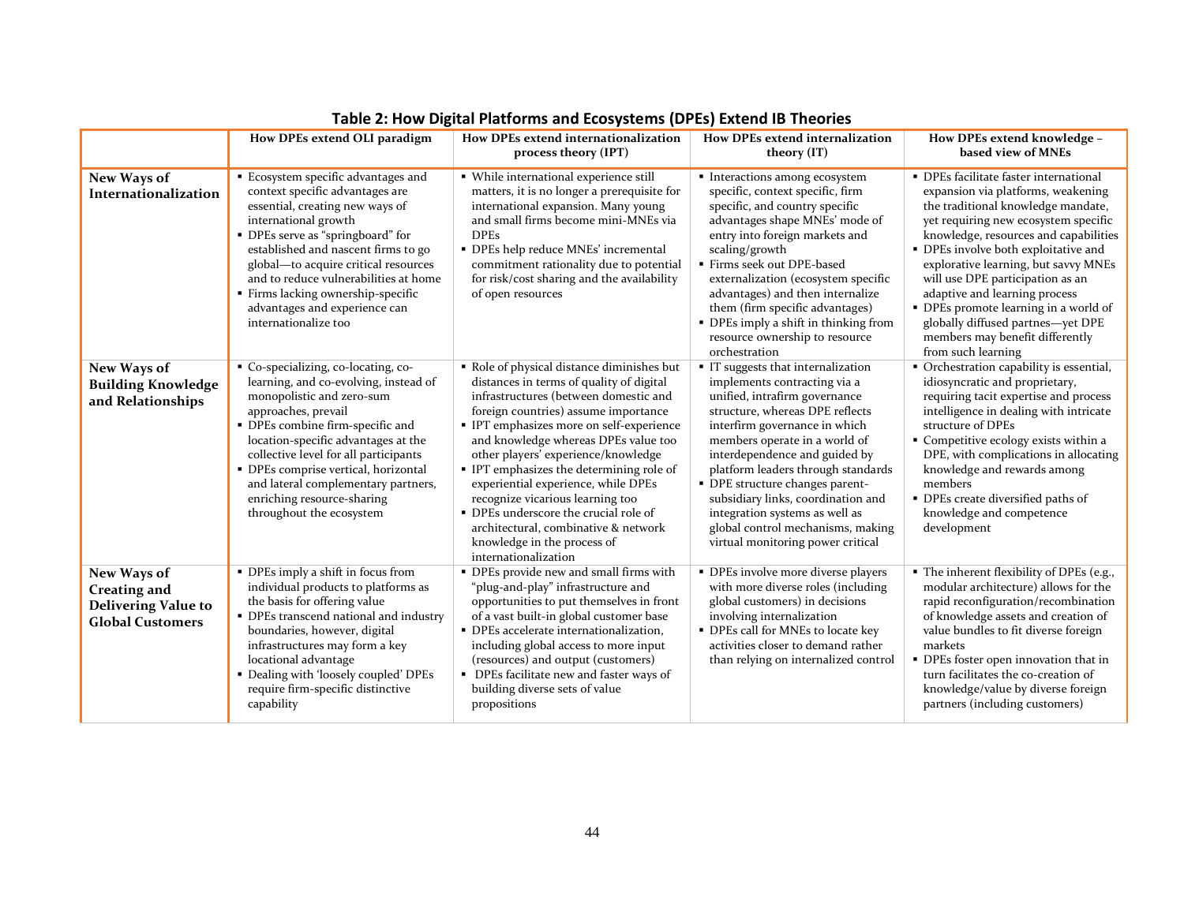**Table 2: How Digital Platforms and Ecosystems (DPEs) Extend IB Theories**

| | How DPEs extend OLI paradigm | How DPEs extend internationalization process theory (IPT) | How DPEs extend internalization theory (IT) | How DPEs extend knowledge – based view of MNEs |
|---|---|---|---|---|
| **New Ways of Internationalization** | ▪ Ecosystem specific advantages and context specific advantages are essential, creating new ways of international growth<br>▪ DPEs serve as "springboard" for established and nascent firms to go global—to acquire critical resources and to reduce vulnerabilities at home<br>▪ Firms lacking ownership-specific advantages and experience can internationalize too | ▪ While international experience still matters, it is no longer a prerequisite for international expansion. Many young and small firms become mini-MNEs via DPEs<br>▪ DPEs help reduce MNEs' incremental commitment rationality due to potential for risk/cost sharing and the availability of open resources | ▪ Interactions among ecosystem specific, context specific, firm specific, and country specific advantages shape MNEs' mode of entry into foreign markets and scaling/growth<br>▪ Firms seek out DPE-based externalization (ecosystem specific advantages) and then internalize them (firm specific advantages)<br>▪ DPEs imply a shift in thinking from resource ownership to resource orchestration | ▪ DPEs facilitate faster international expansion via platforms, weakening the traditional knowledge mandate, yet requiring new ecosystem specific knowledge, resources and capabilities<br>▪ DPEs involve both exploitative and explorative learning, but savvy MNEs will use DPE participation as an adaptive and learning process<br>▪ DPEs promote learning in a world of globally diffused partnes—yet DPE members may benefit differently from such learning |
| **New Ways of Building Knowledge and Relationships** | ▪ Co-specializing, co-locating, co-learning, and co-evolving, instead of monopolistic and zero-sum approaches, prevail<br>▪ DPEs combine firm-specific and location-specific advantages at the collective level for all participants<br>▪ DPEs comprise vertical, horizontal and lateral complementary partners, enriching resource-sharing throughout the ecosystem | ▪ Role of physical distance diminishes but distances in terms of quality of digital infrastructures (between domestic and foreign countries) assume importance<br>▪ IPT emphasizes more on self-experience and knowledge whereas DPEs value too other players' experience/knowledge<br>▪ IPT emphasizes the determining role of experiential experience, while DPEs recognize vicarious learning too<br>▪ DPEs underscore the crucial role of architectural, combinative & network knowledge in the process of internationalization | ▪ IT suggests that internalization implements contracting via a unified, intrafirm governance structure, whereas DPE reflects interfirm governance in which members operate in a world of interdependence and guided by platform leaders through standards<br>▪ DPE structure changes parent-subsidiary links, coordination and integration systems as well as global control mechanisms, making virtual monitoring power critical | ▪ Orchestration capability is essential, idiosyncratic and proprietary, requiring tacit expertise and process intelligence in dealing with intricate structure of DPEs<br>▪ Competitive ecology exists within a DPE, with complications in allocating knowledge and rewards among members<br>▪ DPEs create diversified paths of knowledge and competence development |
| **New Ways of Creating and Delivering Value to Global Customers** | ▪ DPEs imply a shift in focus from individual products to platforms as the basis for offering value<br>▪ DPEs transcend national and industry boundaries, however, digital infrastructures may form a key locational advantage<br>▪ Dealing with 'loosely coupled' DPEs require firm-specific distinctive capability | ▪ DPEs provide new and small firms with "plug-and-play" infrastructure and opportunities to put themselves in front of a vast built-in global customer base<br>▪ DPEs accelerate internationalization, including global access to more input (resources) and output (customers)<br>▪ DPEs facilitate new and faster ways of building diverse sets of value propositions | ▪ DPEs involve more diverse players with more diverse roles (including global customers) in decisions involving internationalization<br>▪ DPEs call for MNEs to locate key activities closer to demand rather than relying on internalized control | ▪ The inherent flexibility of DPEs (e.g., modular architecture) allows for the rapid reconfiguration/recombination of knowledge assets and creation of value bundles to fit diverse foreign markets<br>▪ DPEs foster open innovation that in turn facilitates the co-creation of knowledge/value by diverse foreign partners (including customers) |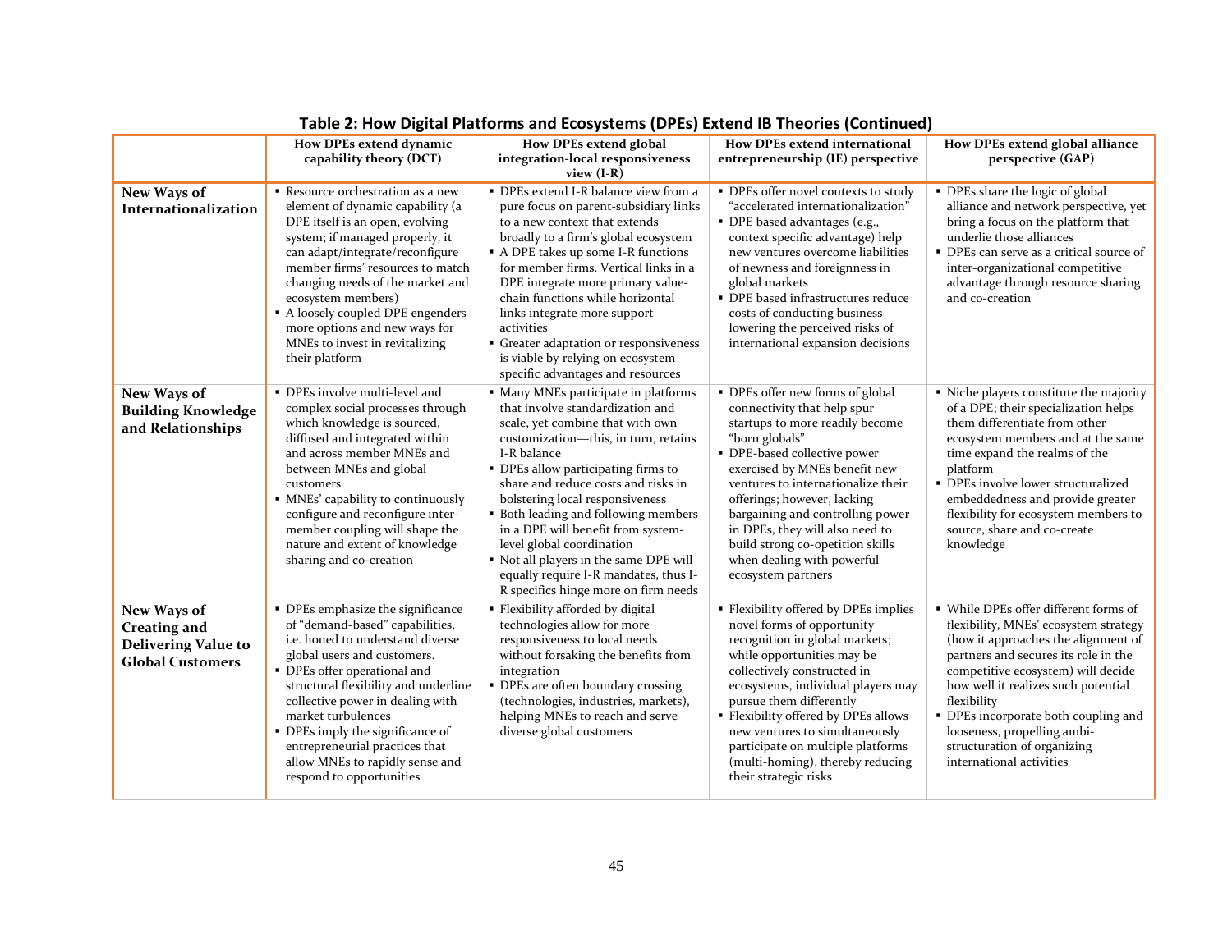**Table 2: How Digital Platforms and Ecosystems (DPEs) Extend IB Theories (Continued)**

| | How DPEs extend dynamic capability theory (DCT) | How DPEs extend global integration-local responsiveness view (I-R) | How DPEs extend international entrepreneurship (IE) perspective | How DPEs extend global alliance perspective (GAP) |
|---|---|---|---|---|
| **New Ways of Internationalization** | ▪ Resource orchestration as a new element of dynamic capability (a DPE itself is an open, evolving system; if managed properly, it can adapt/integrate/reconfigure member firms' resources to match changing needs of the market and ecosystem members)<br>▪ A loosely coupled DPE engenders more options and new ways for MNEs to invest in revitalizing their platform | ▪ DPEs extend I-R balance view from a pure focus on parent-subsidiary links to a new context that extends broadly to a firm's global ecosystem<br>▪ A DPE takes up some I-R functions for member firms. Vertical links in a DPE integrate more primary value-chain functions while horizontal links integrate more support activities<br>▪ Greater adaptation or responsiveness is viable by relying on ecosystem specific advantages and resources | ▪ DPEs offer novel contexts to study "accelerated internationalization"<br>▪ DPE based advantages (e.g., context specific advantage) help new ventures overcome liabilities of newness and foreignness in global markets<br>▪ DPE based infrastructures reduce costs of conducting business lowering the perceived risks of international expansion decisions | ▪ DPEs share the logic of global alliance and network perspective, yet bring a focus on the platform that underlie those alliances<br>▪ DPEs can serve as a critical source of inter-organizational competitive advantage through resource sharing and co-creation |
| **New Ways of Building Knowledge and Relationships** | ▪ DPEs involve multi-level and complex social processes through which knowledge is sourced, diffused and integrated within and across member MNEs and between MNEs and global customers<br>▪ MNEs' capability to continuously configure and reconfigure inter-member coupling will shape the nature and extent of knowledge sharing and co-creation | ▪ Many MNEs participate in platforms that involve standardization and scale, yet combine that with own customization—this, in turn, retains I-R balance<br>▪ DPEs allow participating firms to share and reduce costs and risks in bolstering local responsiveness<br>▪ Both leading and following members in a DPE will benefit from system-level global coordination<br>▪ Not all players in the same DPE will equally require I-R mandates, thus I-R specifics hinge more on firm needs | ▪ DPEs offer new forms of global connectivity that help spur startups to more readily become "born globals"<br>▪ DPE-based collective power exercised by MNEs benefit new ventures to internationalize their offerings; however, lacking bargaining and controlling power in DPEs, they will also need to build strong co-opetition skills when dealing with powerful ecosystem partners | ▪ Niche players constitute the majority of a DPE; their specialization helps them differentiate from other ecosystem members and at the same time expand the realms of the platform<br>▪ DPEs involve lower structuralized embeddedness and provide greater flexibility for ecosystem members to source, share and co-create knowledge |
| **New Ways of Creating and Delivering Value to Global Customers** | ▪ DPEs emphasize the significance of "demand-based" capabilities, i.e. honed to understand diverse global users and customers.<br>▪ DPEs offer operational and structural flexibility and underline collective power in dealing with market turbulences<br>▪ DPEs imply the significance of entrepreneurial practices that allow MNEs to rapidly sense and respond to opportunities | ▪ Flexibility afforded by digital technologies allow for more responsiveness to local needs without forsaking the benefits from integration<br>▪ DPEs are often boundary crossing (technologies, industries, markets), helping MNEs to reach and serve diverse global customers | ▪ Flexibility offered by DPEs implies novel forms of opportunity recognition in global markets; while opportunities may be collectively constructed in ecosystems, individual players may pursue them differently<br>▪ Flexibility offered by DPEs allows new ventures to simultaneously participate on multiple platforms (multi-homing), thereby reducing their strategic risks | ▪ While DPEs offer different forms of flexibility, MNEs' ecosystem strategy (how it approaches the alignment of partners and secures its role in the competitive ecosystem) will decide how well it realizes such potential flexibility<br>▪ DPEs incorporate both coupling and looseness, propelling ambi-structuration of organizing international activities |